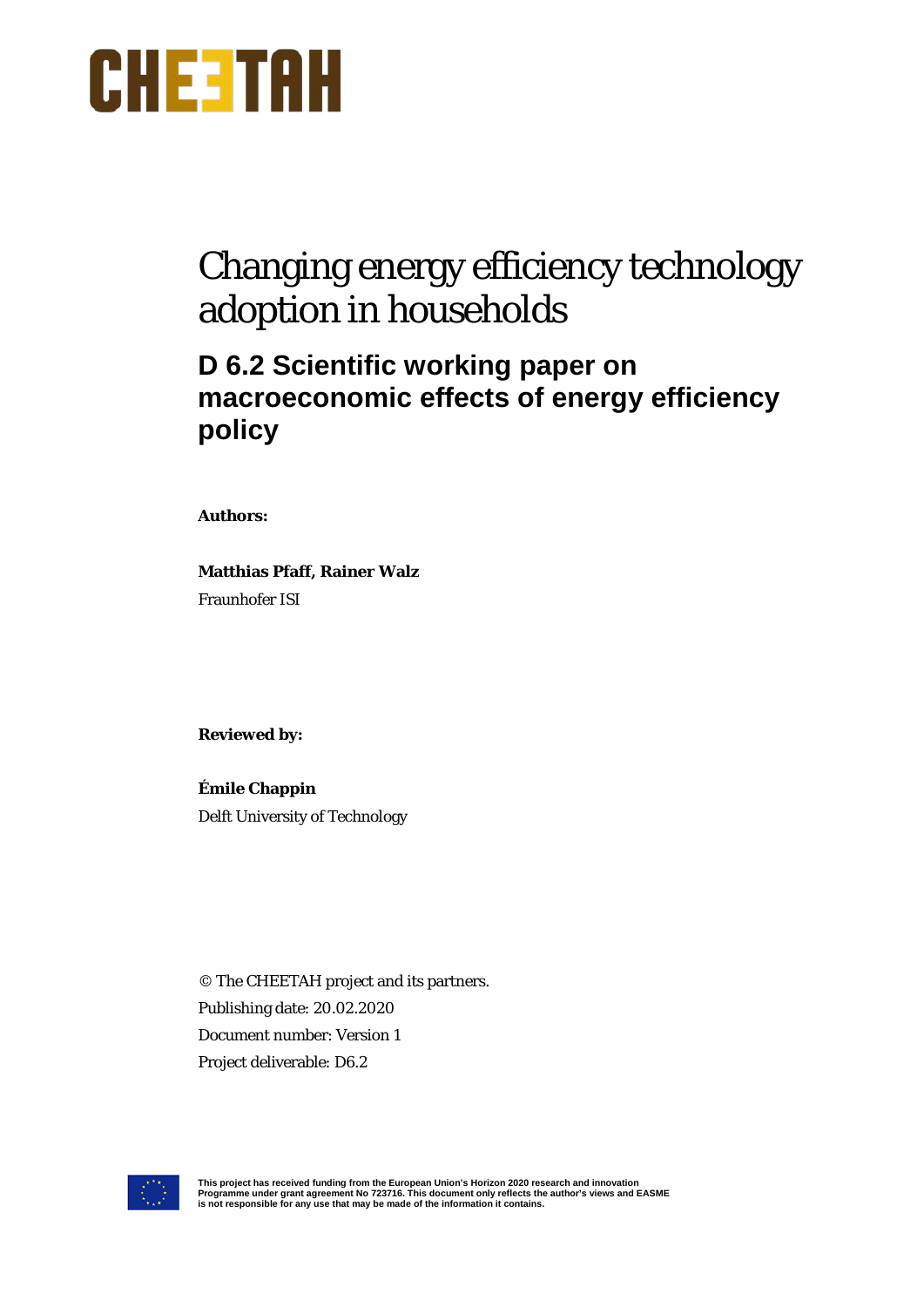CHEETAH

# Changing energy efficiency technology adoption in households

## D 6.2 Scientific working paper on macroeconomic effects of energy efficiency policy

**Authors:**

**Matthias Pfaff, Rainer Walz**
Fraunhofer ISI

**Reviewed by:**

**Émile Chappin**
Delft University of Technology

© The CHEETAH project and its partners.
Publishing date: 20.02.2020
Document number: Version 1
Project deliverable: D6.2

**This project has received funding from the European Union's Horizon 2020 research and innovation Programme under grant agreement No 723716. This document only reflects the author's views and EASME is not responsible for any use that may be made of the information it contains.**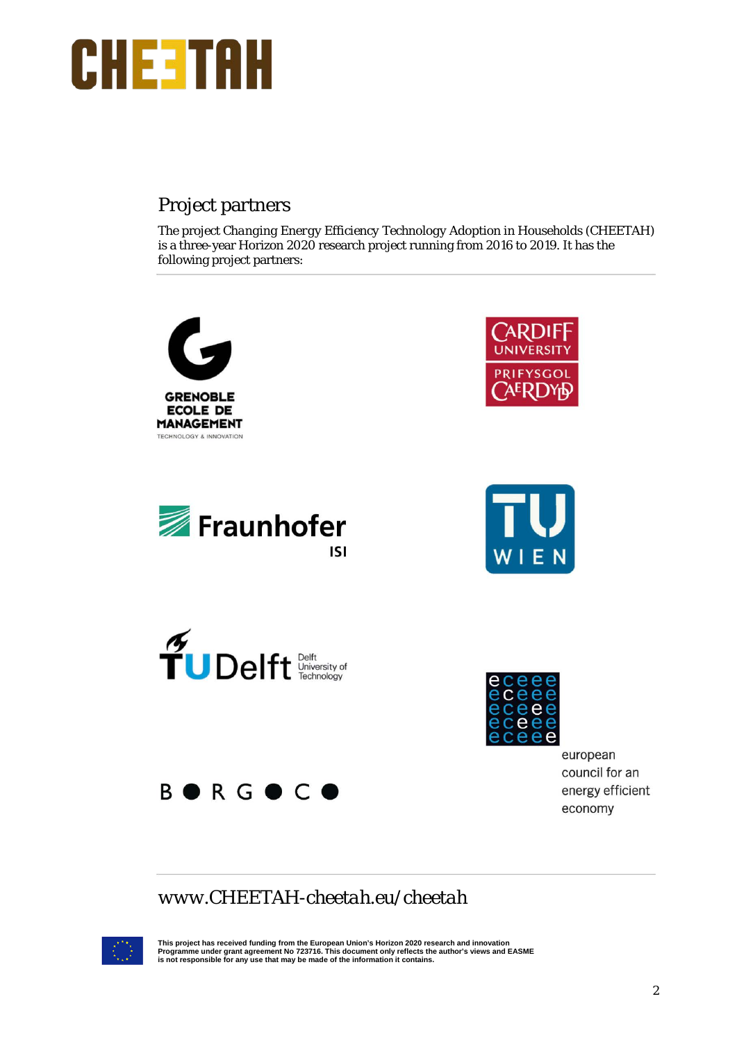# CHEETAH

## Project partners

The project Changing Energy Efficiency Technology Adoption in Households (CHEETAH) is a three-year Horizon 2020 research project running from 2016 to 2019. It has the following project partners:

GRENOBLE ECOLE DE MANAGEMENT
TECHNOLOGY & INNOVATION

CARDIFF UNIVERSITY
PRIFYSGOL CAERDYḊ

Fraunhofer ISI

TU WIEN

TU Delft
Delft University of Technology

european council for an energy efficient economy

BORGOCO

*www.CHEETAH-cheetah.eu/cheetah*

**This project has received funding from the European Union's Horizon 2020 research and innovation Programme under grant agreement No 723716. This document only reflects the author's views and EASME is not responsible for any use that may be made of the information it contains.**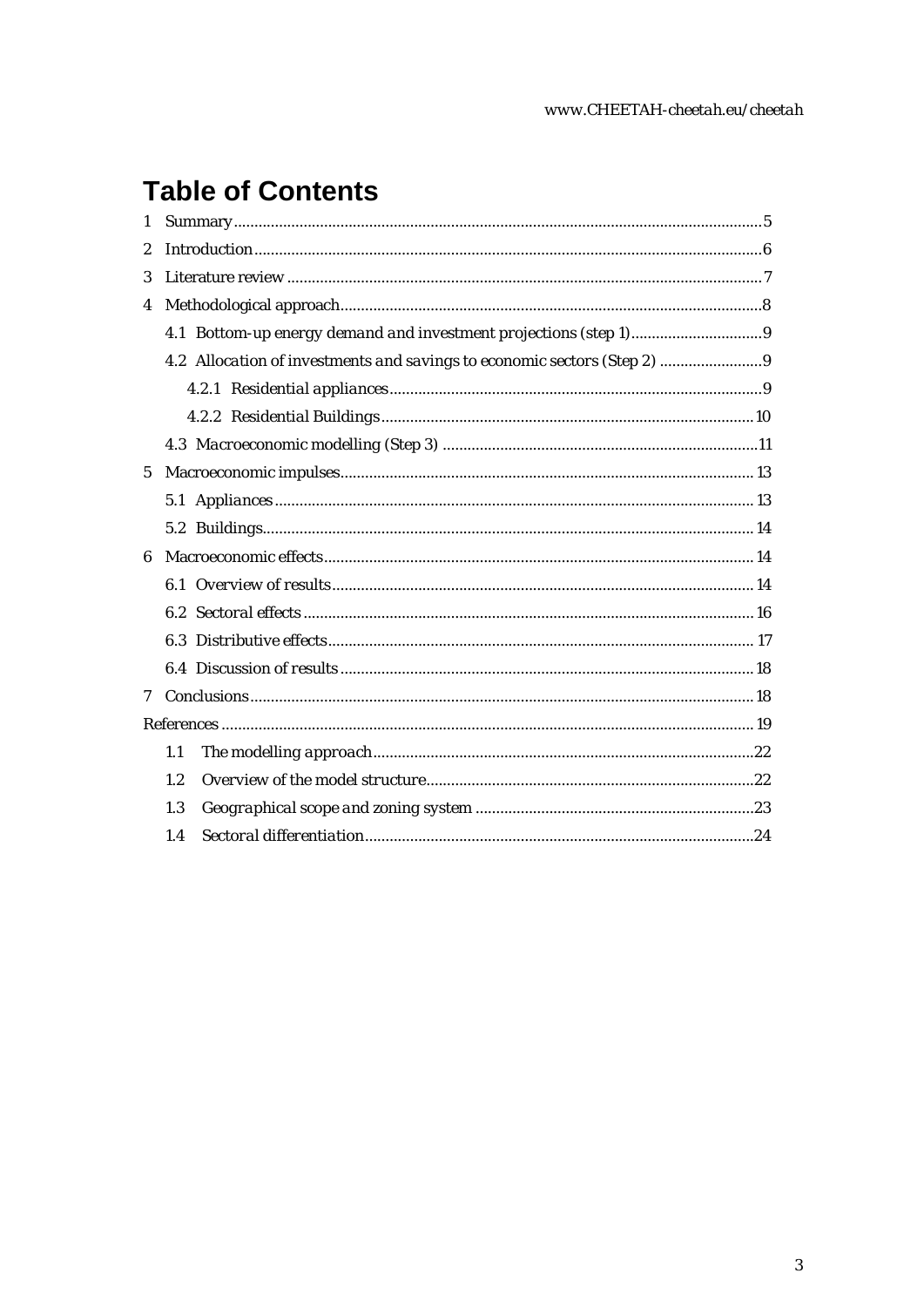# Table of Contents

1 Summary....5
2 Introduction....6
3 Literature review....7
4 Methodological approach....8
  4.1 Bottom-up energy demand and investment projections (step 1)....9
  4.2 Allocation of investments and savings to economic sectors (Step 2)....9
    4.2.1 Residential appliances....9
    4.2.2 Residential Buildings....10
  4.3 Macroeconomic modelling (Step 3)....11
5 Macroeconomic impulses....13
  5.1 Appliances....13
  5.2 Buildings....14
6 Macroeconomic effects....14
  6.1 Overview of results....14
  6.2 Sectoral effects....16
  6.3 Distributive effects....17
  6.4 Discussion of results....18
7 Conclusions....18
References....19
  1.1 The modelling approach....22
  1.2 Overview of the model structure....22
  1.3 Geographical scope and zoning system....23
  1.4 Sectoral differentiation....24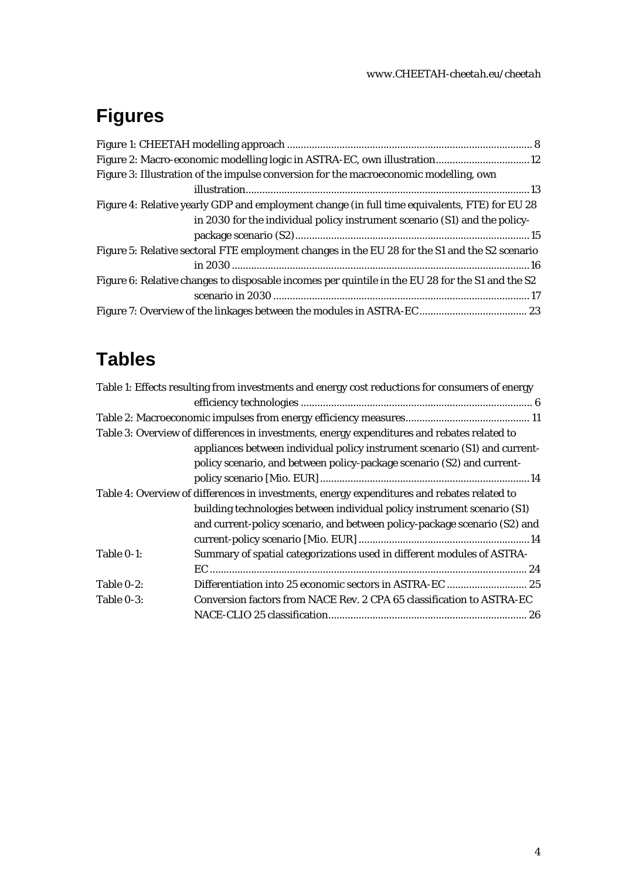# Figures

Figure 1: CHEETAH modelling approach ........................................................................................ 8

Figure 2: Macro-economic modelling logic in ASTRA-EC, own illustration.................................. 12

Figure 3: Illustration of the impulse conversion for the macroeconomic modelling, own illustration........................................................................................................ 13

Figure 4: Relative yearly GDP and employment change (in full time equivalents, FTE) for EU 28 in 2030 for the individual policy instrument scenario (S1) and the policy-package scenario (S2).................................................................................... 15

Figure 5: Relative sectoral FTE employment changes in the EU 28 for the S1 and the S2 scenario in 2030 ........................................................................................................... 16

Figure 6: Relative changes to disposable incomes per quintile in the EU 28 for the S1 and the S2 scenario in 2030 ........................................................................................... 17

Figure 7: Overview of the linkages between the modules in ASTRA-EC....................................... 23

# Tables

Table 1: Effects resulting from investments and energy cost reductions for consumers of energy efficiency technologies .................................................................................... 6

Table 2: Macroeconomic impulses from energy efficiency measures............................................. 11

Table 3: Overview of differences in investments, energy expenditures and rebates related to appliances between individual policy instrument scenario (S1) and current-policy scenario, and between policy-package scenario (S2) and current-policy scenario [Mio. EUR]........................................................................... 14

Table 4: Overview of differences in investments, energy expenditures and rebates related to building technologies between individual policy instrument scenario (S1) and current-policy scenario, and between policy-package scenario (S2) and current-policy scenario [Mio. EUR]............................................................. 14

Table 0-1: Summary of spatial categorizations used in different modules of ASTRA-EC ................................................................................................................. 24

Table 0-2: Differentiation into 25 economic sectors in ASTRA-EC ............................. 25

Table 0-3: Conversion factors from NACE Rev. 2 CPA 65 classification to ASTRA-EC NACE-CLIO 25 classification....................................................................... 26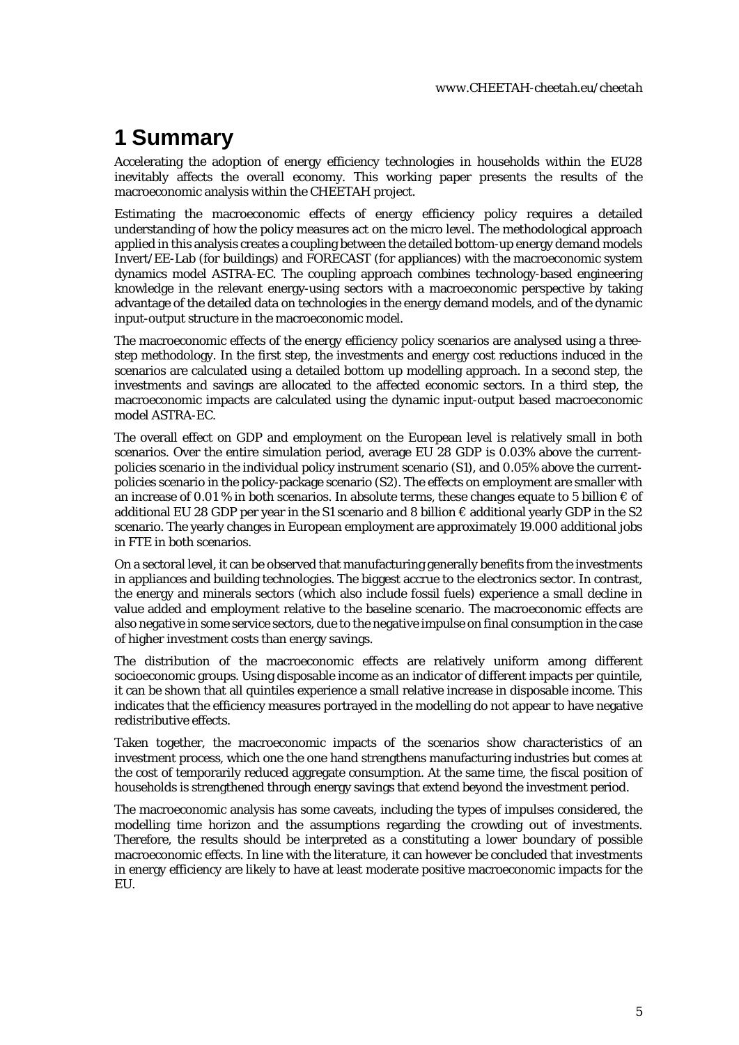# 1 Summary

Accelerating the adoption of energy efficiency technologies in households within the EU28 inevitably affects the overall economy. This working paper presents the results of the macroeconomic analysis within the CHEETAH project.

Estimating the macroeconomic effects of energy efficiency policy requires a detailed understanding of how the policy measures act on the micro level. The methodological approach applied in this analysis creates a coupling between the detailed bottom-up energy demand models Invert/EE-Lab (for buildings) and FORECAST (for appliances) with the macroeconomic system dynamics model ASTRA-EC. The coupling approach combines technology-based engineering knowledge in the relevant energy-using sectors with a macroeconomic perspective by taking advantage of the detailed data on technologies in the energy demand models, and of the dynamic input-output structure in the macroeconomic model.

The macroeconomic effects of the energy efficiency policy scenarios are analysed using a three-step methodology. In the first step, the investments and energy cost reductions induced in the scenarios are calculated using a detailed bottom up modelling approach. In a second step, the investments and savings are allocated to the affected economic sectors. In a third step, the macroeconomic impacts are calculated using the dynamic input-output based macroeconomic model ASTRA-EC.

The overall effect on GDP and employment on the European level is relatively small in both scenarios. Over the entire simulation period, average EU 28 GDP is 0.03% above the current-policies scenario in the individual policy instrument scenario (S1), and 0.05% above the current-policies scenario in the policy-package scenario (S2). The effects on employment are smaller with an increase of 0.01 % in both scenarios. In absolute terms, these changes equate to 5 billion € of additional EU 28 GDP per year in the S1 scenario and 8 billion € additional yearly GDP in the S2 scenario. The yearly changes in European employment are approximately 19.000 additional jobs in FTE in both scenarios.

On a sectoral level, it can be observed that manufacturing generally benefits from the investments in appliances and building technologies. The biggest accrue to the electronics sector. In contrast, the energy and minerals sectors (which also include fossil fuels) experience a small decline in value added and employment relative to the baseline scenario. The macroeconomic effects are also negative in some service sectors, due to the negative impulse on final consumption in the case of higher investment costs than energy savings.

The distribution of the macroeconomic effects are relatively uniform among different socioeconomic groups. Using disposable income as an indicator of different impacts per quintile, it can be shown that all quintiles experience a small relative increase in disposable income. This indicates that the efficiency measures portrayed in the modelling do not appear to have negative redistributive effects.

Taken together, the macroeconomic impacts of the scenarios show characteristics of an investment process, which one the one hand strengthens manufacturing industries but comes at the cost of temporarily reduced aggregate consumption. At the same time, the fiscal position of households is strengthened through energy savings that extend beyond the investment period.

The macroeconomic analysis has some caveats, including the types of impulses considered, the modelling time horizon and the assumptions regarding the crowding out of investments. Therefore, the results should be interpreted as a constituting a lower boundary of possible macroeconomic effects. In line with the literature, it can however be concluded that investments in energy efficiency are likely to have at least moderate positive macroeconomic impacts for the EU.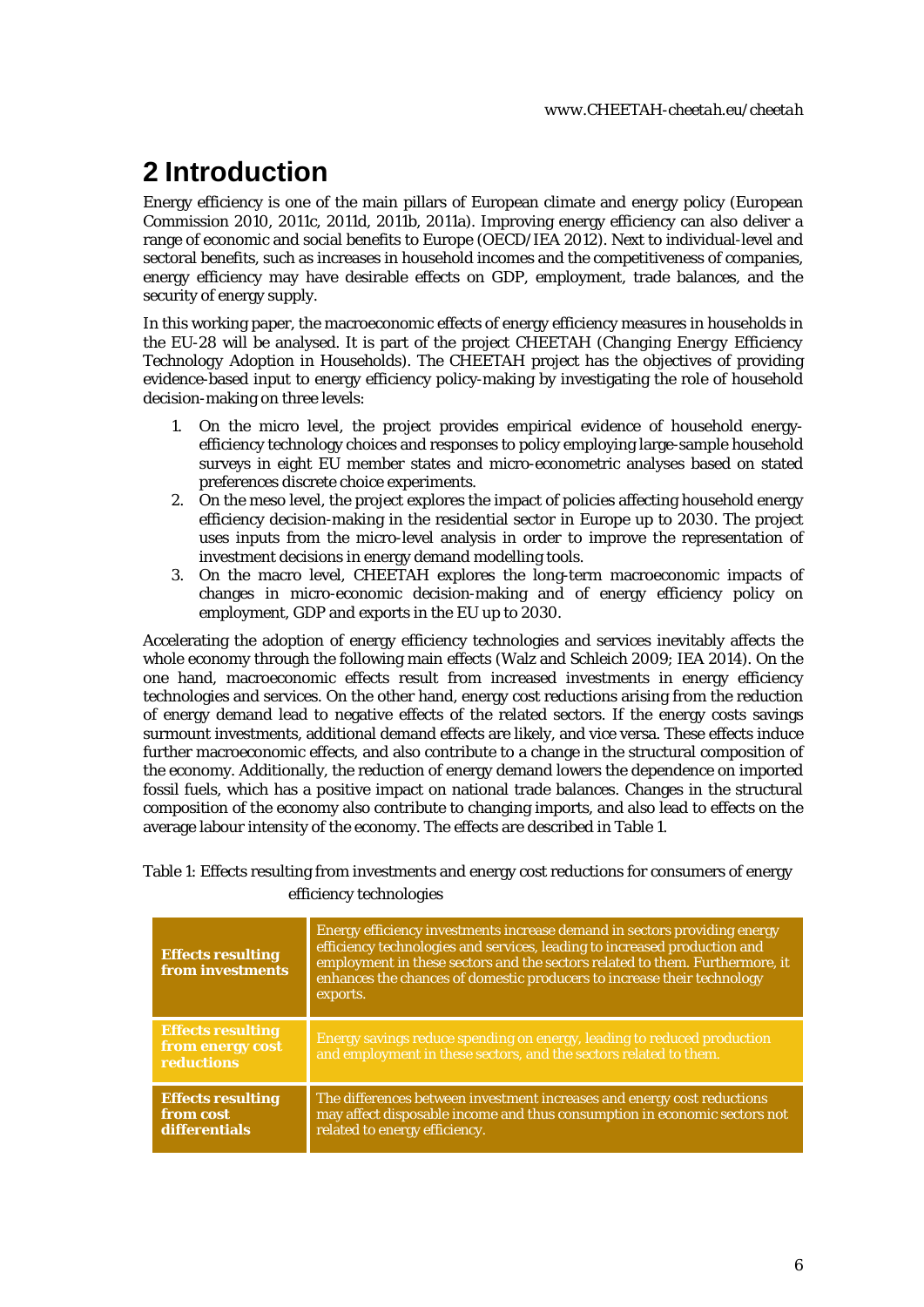# 2 Introduction

Energy efficiency is one of the main pillars of European climate and energy policy (European Commission 2010, 2011c, 2011d, 2011b, 2011a). Improving energy efficiency can also deliver a range of economic and social benefits to Europe (OECD/IEA 2012). Next to individual-level and sectoral benefits, such as increases in household incomes and the competitiveness of companies, energy efficiency may have desirable effects on GDP, employment, trade balances, and the security of energy supply.

In this working paper, the macroeconomic effects of energy efficiency measures in households in the EU-28 will be analysed. It is part of the project CHEETAH (Changing Energy Efficiency Technology Adoption in Households). The CHEETAH project has the objectives of providing evidence-based input to energy efficiency policy-making by investigating the role of household decision-making on three levels:

1. On the micro level, the project provides empirical evidence of household energy-efficiency technology choices and responses to policy employing large-sample household surveys in eight EU member states and micro-econometric analyses based on stated preferences discrete choice experiments.
2. On the meso level, the project explores the impact of policies affecting household energy efficiency decision-making in the residential sector in Europe up to 2030. The project uses inputs from the micro-level analysis in order to improve the representation of investment decisions in energy demand modelling tools.
3. On the macro level, CHEETAH explores the long-term macroeconomic impacts of changes in micro-economic decision-making and of energy efficiency policy on employment, GDP and exports in the EU up to 2030.

Accelerating the adoption of energy efficiency technologies and services inevitably affects the whole economy through the following main effects (Walz and Schleich 2009; IEA 2014). On the one hand, macroeconomic effects result from increased investments in energy efficiency technologies and services. On the other hand, energy cost reductions arising from the reduction of energy demand lead to negative effects of the related sectors. If the energy costs savings surmount investments, additional demand effects are likely, and vice versa. These effects induce further macroeconomic effects, and also contribute to a change in the structural composition of the economy. Additionally, the reduction of energy demand lowers the dependence on imported fossil fuels, which has a positive impact on national trade balances. Changes in the structural composition of the economy also contribute to changing imports, and also lead to effects on the average labour intensity of the economy. The effects are described in Table 1.

Table 1: Effects resulting from investments and energy cost reductions for consumers of energy efficiency technologies

| | |
|---|---|
| **Effects resulting from investments** | Energy efficiency investments increase demand in sectors providing energy efficiency technologies and services, leading to increased production and employment in these sectors and the sectors related to them. Furthermore, it enhances the chances of domestic producers to increase their technology exports. |
| **Effects resulting from energy cost reductions** | Energy savings reduce spending on energy, leading to reduced production and employment in these sectors, and the sectors related to them. |
| **Effects resulting from cost differentials** | The differences between investment increases and energy cost reductions may affect disposable income and thus consumption in economic sectors not related to energy efficiency. |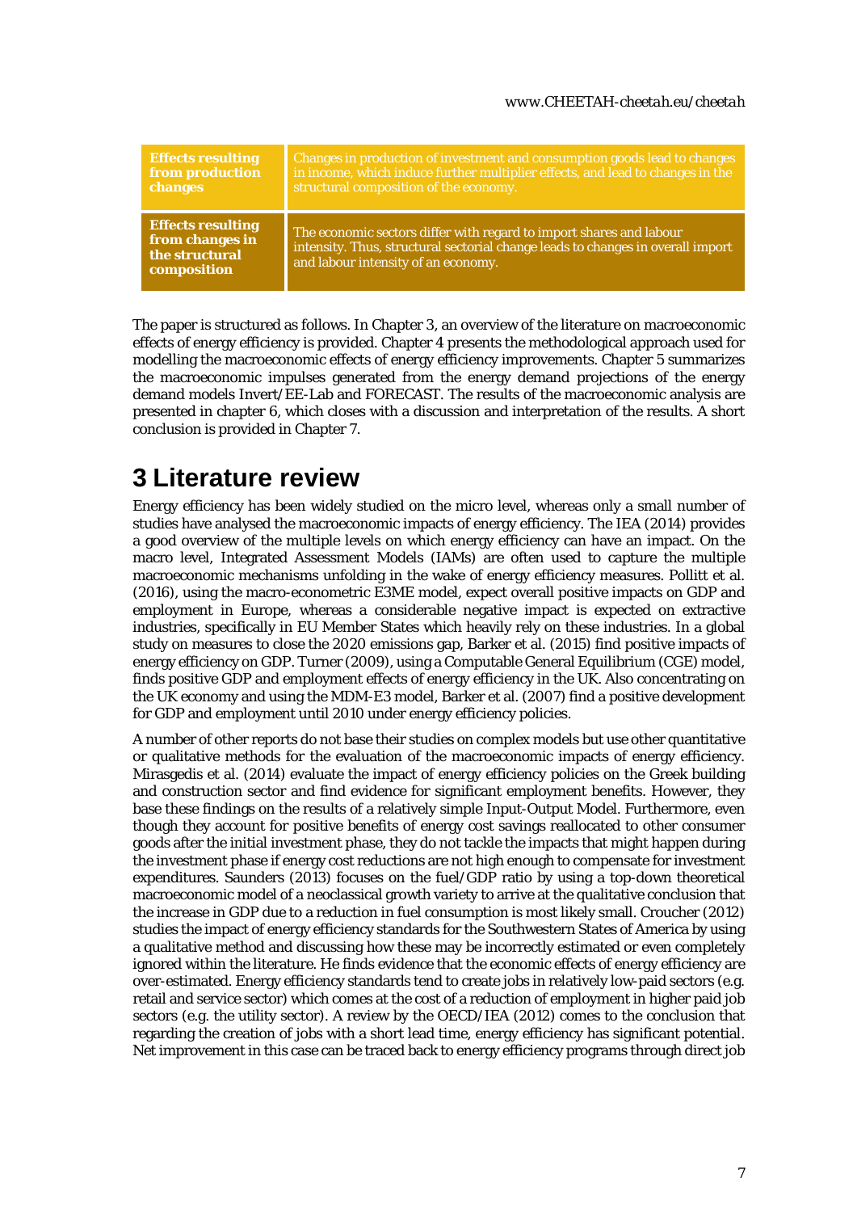| | |
|---|---|
| **Effects resulting from production changes** | Changes in production of investment and consumption goods lead to changes in income, which induce further multiplier effects, and lead to changes in the structural composition of the economy. |
| **Effects resulting from changes in the structural composition** | The economic sectors differ with regard to import shares and labour intensity. Thus, structural sectorial change leads to changes in overall import and labour intensity of an economy. |

The paper is structured as follows. In Chapter 3, an overview of the literature on macroeconomic effects of energy efficiency is provided. Chapter 4 presents the methodological approach used for modelling the macroeconomic effects of energy efficiency improvements. Chapter 5 summarizes the macroeconomic impulses generated from the energy demand projections of the energy demand models Invert/EE-Lab and FORECAST. The results of the macroeconomic analysis are presented in chapter 6, which closes with a discussion and interpretation of the results. A short conclusion is provided in Chapter 7.

# 3 Literature review

Energy efficiency has been widely studied on the micro level, whereas only a small number of studies have analysed the macroeconomic impacts of energy efficiency. The IEA (2014) provides a good overview of the multiple levels on which energy efficiency can have an impact. On the macro level, Integrated Assessment Models (IAMs) are often used to capture the multiple macroeconomic mechanisms unfolding in the wake of energy efficiency measures. Pollitt et al. (2016), using the macro-econometric E3ME model, expect overall positive impacts on GDP and employment in Europe, whereas a considerable negative impact is expected on extractive industries, specifically in EU Member States which heavily rely on these industries. In a global study on measures to close the 2020 emissions gap, Barker et al. (2015) find positive impacts of energy efficiency on GDP. Turner (2009), using a Computable General Equilibrium (CGE) model, finds positive GDP and employment effects of energy efficiency in the UK. Also concentrating on the UK economy and using the MDM-E3 model, Barker et al. (2007) find a positive development for GDP and employment until 2010 under energy efficiency policies.

A number of other reports do not base their studies on complex models but use other quantitative or qualitative methods for the evaluation of the macroeconomic impacts of energy efficiency. Mirasgedis et al. (2014) evaluate the impact of energy efficiency policies on the Greek building and construction sector and find evidence for significant employment benefits. However, they base these findings on the results of a relatively simple Input-Output Model. Furthermore, even though they account for positive benefits of energy cost savings reallocated to other consumer goods after the initial investment phase, they do not tackle the impacts that might happen during the investment phase if energy cost reductions are not high enough to compensate for investment expenditures. Saunders (2013) focuses on the fuel/GDP ratio by using a top-down theoretical macroeconomic model of a neoclassical growth variety to arrive at the qualitative conclusion that the increase in GDP due to a reduction in fuel consumption is most likely small. Croucher (2012) studies the impact of energy efficiency standards for the Southwestern States of America by using a qualitative method and discussing how these may be incorrectly estimated or even completely ignored within the literature. He finds evidence that the economic effects of energy efficiency are over-estimated. Energy efficiency standards tend to create jobs in relatively low-paid sectors (e.g. retail and service sector) which comes at the cost of a reduction of employment in higher paid job sectors (e.g. the utility sector). A review by the OECD/IEA (2012) comes to the conclusion that regarding the creation of jobs with a short lead time, energy efficiency has significant potential. Net improvement in this case can be traced back to energy efficiency programs through direct job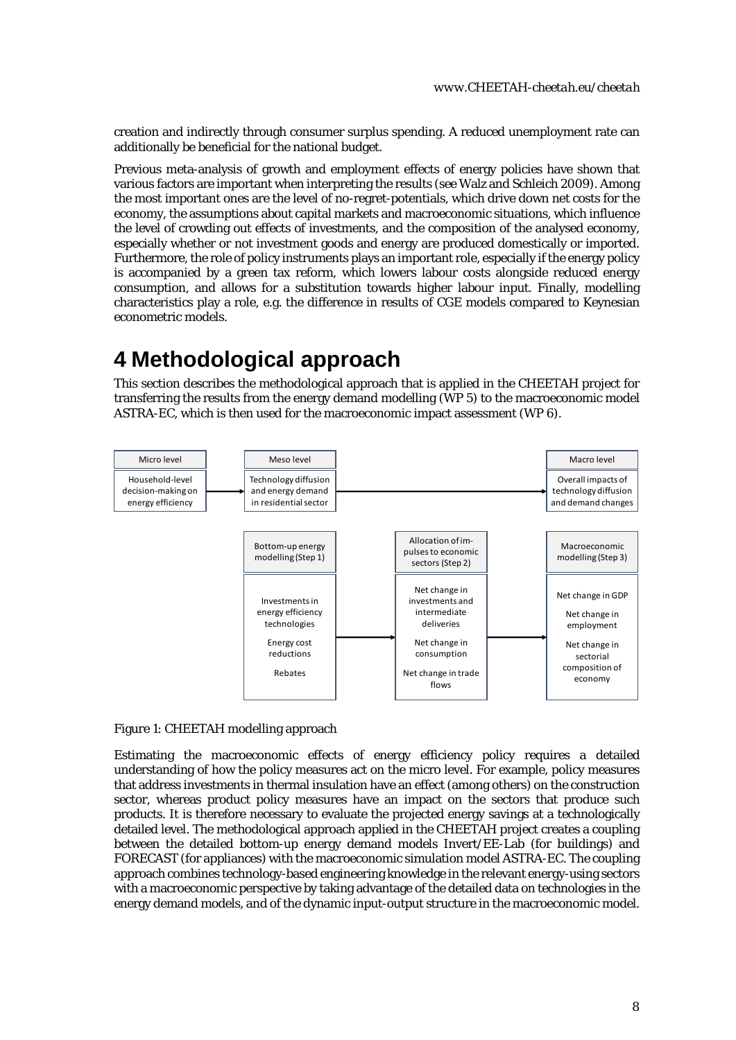creation and indirectly through consumer surplus spending. A reduced unemployment rate can additionally be beneficial for the national budget.

Previous meta-analysis of growth and employment effects of energy policies have shown that various factors are important when interpreting the results (see Walz and Schleich 2009). Among the most important ones are the level of no-regret-potentials, which drive down net costs for the economy, the assumptions about capital markets and macroeconomic situations, which influence the level of crowding out effects of investments, and the composition of the analysed economy, especially whether or not investment goods and energy are produced domestically or imported. Furthermore, the role of policy instruments plays an important role, especially if the energy policy is accompanied by a green tax reform, which lowers labour costs alongside reduced energy consumption, and allows for a substitution towards higher labour input. Finally, modelling characteristics play a role, e.g. the difference in results of CGE models compared to Keynesian econometric models.

# 4 Methodological approach

This section describes the methodological approach that is applied in the CHEETAH project for transferring the results from the energy demand modelling (WP 5) to the macroeconomic model ASTRA-EC, which is then used for the macroeconomic impact assessment (WP 6).

| Micro level | Meso level | | Macro level |
|---|---|---|---|
| Household-level decision-making on energy efficiency → | Technology diffusion and energy demand in residential sector → | | Overall impacts of technology diffusion and demand changes |
| | Bottom-up energy modelling (Step 1) | Allocation of impulses to economic sectors (Step 2) | Macroeconomic modelling (Step 3) |
| | Investments in energy efficiency technologies<br>Energy cost reductions<br>Rebates → | Net change in investments and intermediate deliveries<br>Net change in consumption<br>Net change in trade flows → | Net change in GDP<br>Net change in employment<br>Net change in sectorial composition of economy |

Figure 1: CHEETAH modelling approach

Estimating the macroeconomic effects of energy efficiency policy requires a detailed understanding of how the policy measures act on the micro level. For example, policy measures that address investments in thermal insulation have an effect (among others) on the construction sector, whereas product policy measures have an impact on the sectors that produce such products. It is therefore necessary to evaluate the projected energy savings at a technologically detailed level. The methodological approach applied in the CHEETAH project creates a coupling between the detailed bottom-up energy demand models Invert/EE-Lab (for buildings) and FORECAST (for appliances) with the macroeconomic simulation model ASTRA-EC. The coupling approach combines technology-based engineering knowledge in the relevant energy-using sectors with a macroeconomic perspective by taking advantage of the detailed data on technologies in the energy demand models, and of the dynamic input-output structure in the macroeconomic model.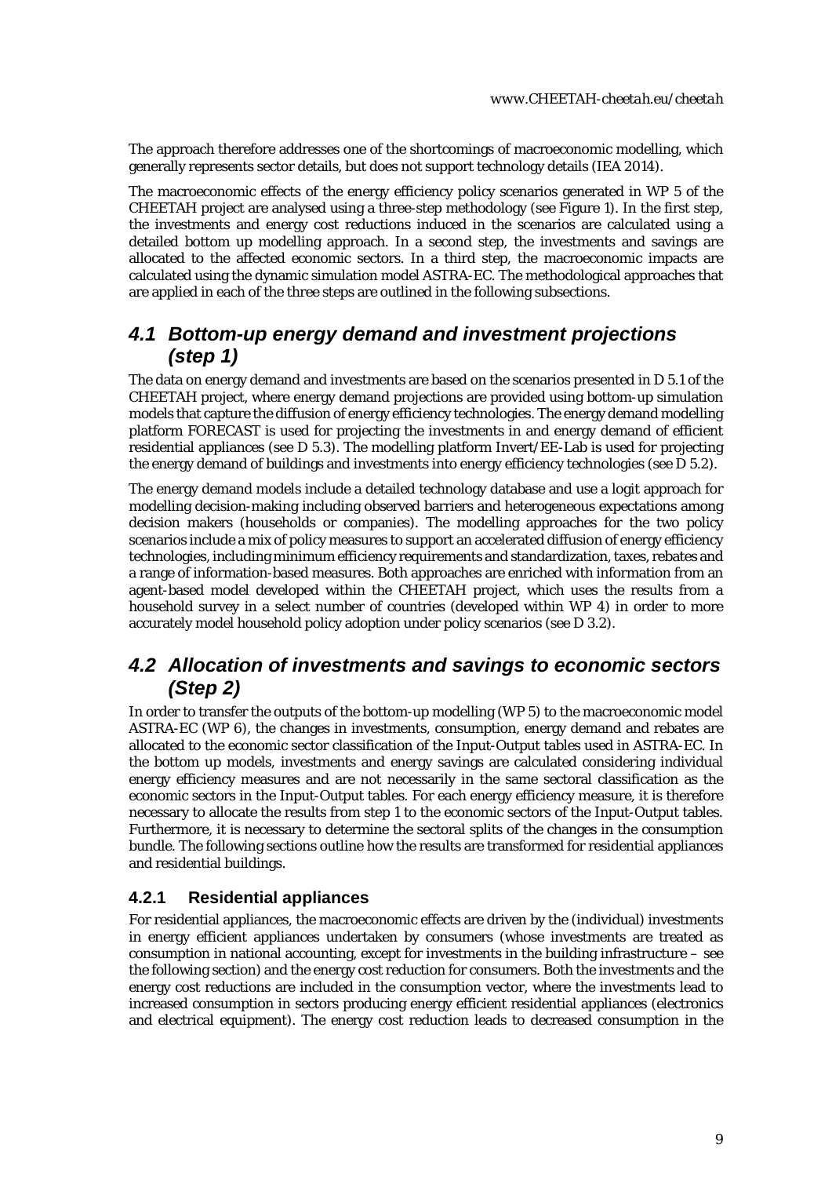The approach therefore addresses one of the shortcomings of macroeconomic modelling, which generally represents sector details, but does not support technology details (IEA 2014).

The macroeconomic effects of the energy efficiency policy scenarios generated in WP 5 of the CHEETAH project are analysed using a three-step methodology (see Figure 1). In the first step, the investments and energy cost reductions induced in the scenarios are calculated using a detailed bottom up modelling approach. In a second step, the investments and savings are allocated to the affected economic sectors. In a third step, the macroeconomic impacts are calculated using the dynamic simulation model ASTRA-EC. The methodological approaches that are applied in each of the three steps are outlined in the following subsections.

## *4.1 Bottom-up energy demand and investment projections (step 1)*

The data on energy demand and investments are based on the scenarios presented in D 5.1 of the CHEETAH project, where energy demand projections are provided using bottom-up simulation models that capture the diffusion of energy efficiency technologies. The energy demand modelling platform FORECAST is used for projecting the investments in and energy demand of efficient residential appliances (see D 5.3). The modelling platform Invert/EE-Lab is used for projecting the energy demand of buildings and investments into energy efficiency technologies (see D 5.2).

The energy demand models include a detailed technology database and use a logit approach for modelling decision-making including observed barriers and heterogeneous expectations among decision makers (households or companies). The modelling approaches for the two policy scenarios include a mix of policy measures to support an accelerated diffusion of energy efficiency technologies, including minimum efficiency requirements and standardization, taxes, rebates and a range of information-based measures. Both approaches are enriched with information from an agent-based model developed within the CHEETAH project, which uses the results from a household survey in a select number of countries (developed within WP 4) in order to more accurately model household policy adoption under policy scenarios (see D 3.2).

## *4.2 Allocation of investments and savings to economic sectors (Step 2)*

In order to transfer the outputs of the bottom-up modelling (WP 5) to the macroeconomic model ASTRA-EC (WP 6), the changes in investments, consumption, energy demand and rebates are allocated to the economic sector classification of the Input-Output tables used in ASTRA-EC. In the bottom up models, investments and energy savings are calculated considering individual energy efficiency measures and are not necessarily in the same sectoral classification as the economic sectors in the Input-Output tables. For each energy efficiency measure, it is therefore necessary to allocate the results from step 1 to the economic sectors of the Input-Output tables. Furthermore, it is necessary to determine the sectoral splits of the changes in the consumption bundle. The following sections outline how the results are transformed for residential appliances and residential buildings.

### 4.2.1 Residential appliances

For residential appliances, the macroeconomic effects are driven by the (individual) investments in energy efficient appliances undertaken by consumers (whose investments are treated as consumption in national accounting, except for investments in the building infrastructure – see the following section) and the energy cost reduction for consumers. Both the investments and the energy cost reductions are included in the consumption vector, where the investments lead to increased consumption in sectors producing energy efficient residential appliances (electronics and electrical equipment). The energy cost reduction leads to decreased consumption in the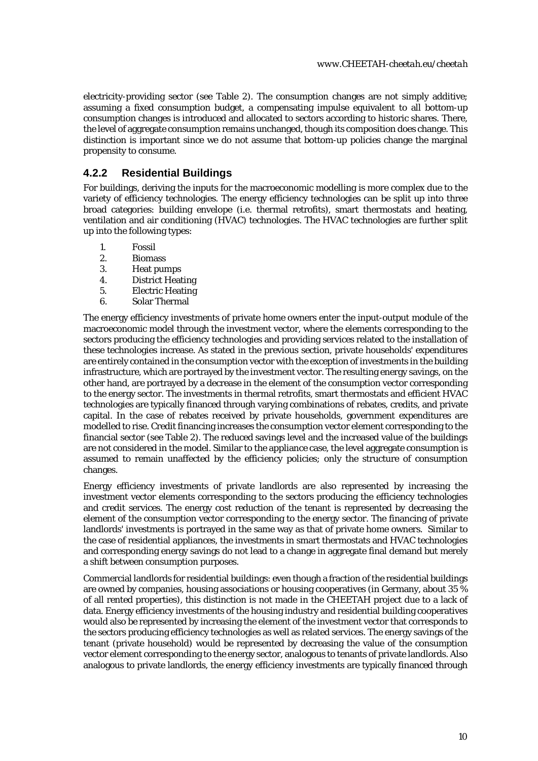electricity-providing sector (see Table 2). The consumption changes are not simply additive; assuming a fixed consumption budget, a compensating impulse equivalent to all bottom-up consumption changes is introduced and allocated to sectors according to historic shares. There, the level of aggregate consumption remains unchanged, though its composition does change. This distinction is important since we do not assume that bottom-up policies change the marginal propensity to consume.

### 4.2.2 Residential Buildings

For buildings, deriving the inputs for the macroeconomic modelling is more complex due to the variety of efficiency technologies. The energy efficiency technologies can be split up into three broad categories: building envelope (i.e. thermal retrofits), smart thermostats and heating, ventilation and air conditioning (HVAC) technologies. The HVAC technologies are further split up into the following types:

1. Fossil
2. Biomass
3. Heat pumps
4. District Heating
5. Electric Heating
6. Solar Thermal

The energy efficiency investments of private home owners enter the input-output module of the macroeconomic model through the investment vector, where the elements corresponding to the sectors producing the efficiency technologies and providing services related to the installation of these technologies increase. As stated in the previous section, private households' expenditures are entirely contained in the consumption vector with the exception of investments in the building infrastructure, which are portrayed by the investment vector. The resulting energy savings, on the other hand, are portrayed by a decrease in the element of the consumption vector corresponding to the energy sector. The investments in thermal retrofits, smart thermostats and efficient HVAC technologies are typically financed through varying combinations of rebates, credits, and private capital. In the case of rebates received by private households, government expenditures are modelled to rise. Credit financing increases the consumption vector element corresponding to the financial sector (see Table 2). The reduced savings level and the increased value of the buildings are not considered in the model. Similar to the appliance case, the level aggregate consumption is assumed to remain unaffected by the efficiency policies; only the structure of consumption changes.

Energy efficiency investments of private landlords are also represented by increasing the investment vector elements corresponding to the sectors producing the efficiency technologies and credit services. The energy cost reduction of the tenant is represented by decreasing the element of the consumption vector corresponding to the energy sector. The financing of private landlords' investments is portrayed in the same way as that of private home owners. Similar to the case of residential appliances, the investments in smart thermostats and HVAC technologies and corresponding energy savings do not lead to a change in aggregate final demand but merely a shift between consumption purposes.

Commercial landlords for residential buildings: even though a fraction of the residential buildings are owned by companies, housing associations or housing cooperatives (in Germany, about 35 % of all rented properties), this distinction is not made in the CHEETAH project due to a lack of data. Energy efficiency investments of the housing industry and residential building cooperatives would also be represented by increasing the element of the investment vector that corresponds to the sectors producing efficiency technologies as well as related services. The energy savings of the tenant (private household) would be represented by decreasing the value of the consumption vector element corresponding to the energy sector, analogous to tenants of private landlords. Also analogous to private landlords, the energy efficiency investments are typically financed through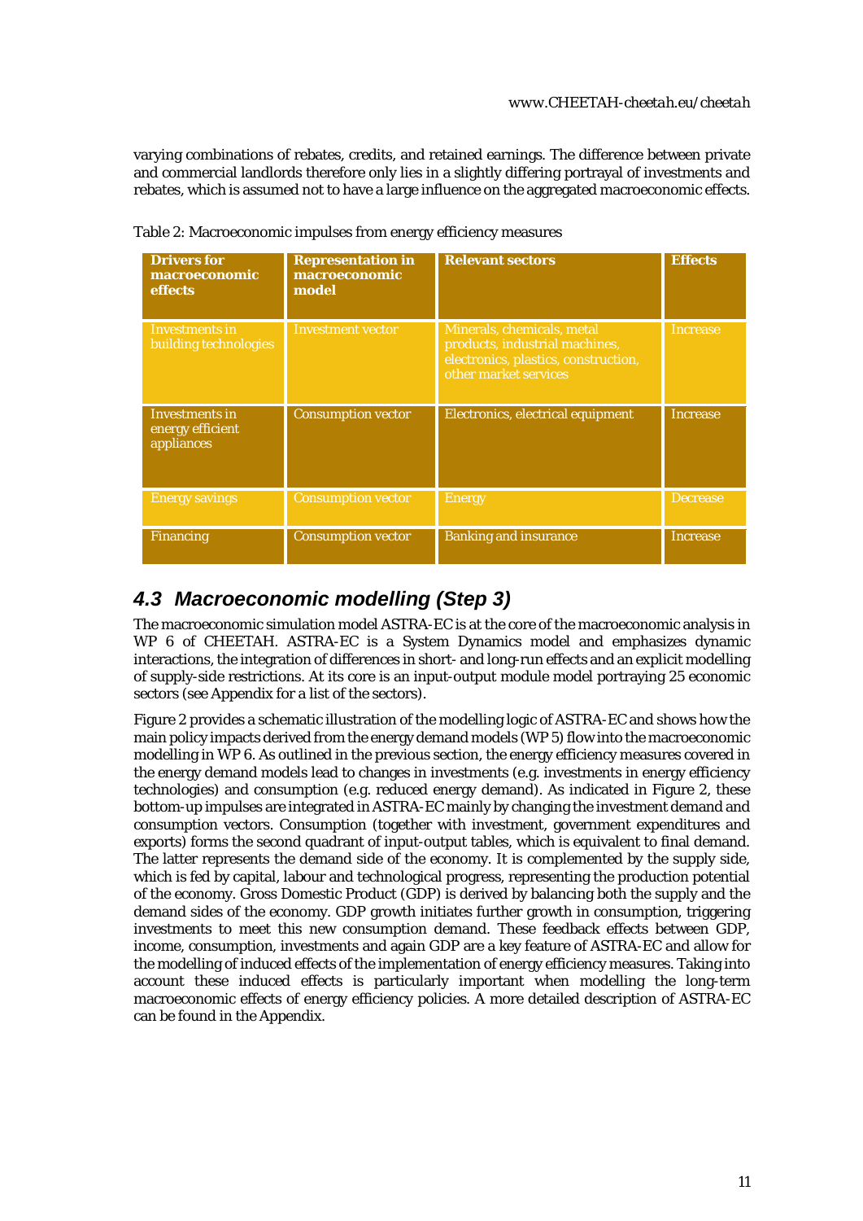varying combinations of rebates, credits, and retained earnings. The difference between private and commercial landlords therefore only lies in a slightly differing portrayal of investments and rebates, which is assumed not to have a large influence on the aggregated macroeconomic effects.

Table 2: Macroeconomic impulses from energy efficiency measures

| Drivers for macroeconomic effects | Representation in macroeconomic model | Relevant sectors | Effects |
|---|---|---|---|
| Investments in building technologies | Investment vector | Minerals, chemicals, metal products, industrial machines, electronics, plastics, construction, other market services | Increase |
| Investments in energy efficient appliances | Consumption vector | Electronics, electrical equipment | Increase |
| Energy savings | Consumption vector | Energy | Decrease |
| Financing | Consumption vector | Banking and insurance | Increase |

## 4.3 Macroeconomic modelling (Step 3)

The macroeconomic simulation model ASTRA-EC is at the core of the macroeconomic analysis in WP 6 of CHEETAH. ASTRA-EC is a System Dynamics model and emphasizes dynamic interactions, the integration of differences in short- and long-run effects and an explicit modelling of supply-side restrictions. At its core is an input-output module model portraying 25 economic sectors (see Appendix for a list of the sectors).

Figure 2 provides a schematic illustration of the modelling logic of ASTRA-EC and shows how the main policy impacts derived from the energy demand models (WP 5) flow into the macroeconomic modelling in WP 6. As outlined in the previous section, the energy efficiency measures covered in the energy demand models lead to changes in investments (e.g. investments in energy efficiency technologies) and consumption (e.g. reduced energy demand). As indicated in Figure 2, these bottom-up impulses are integrated in ASTRA-EC mainly by changing the investment demand and consumption vectors. Consumption (together with investment, government expenditures and exports) forms the second quadrant of input-output tables, which is equivalent to final demand. The latter represents the demand side of the economy. It is complemented by the supply side, which is fed by capital, labour and technological progress, representing the production potential of the economy. Gross Domestic Product (GDP) is derived by balancing both the supply and the demand sides of the economy. GDP growth initiates further growth in consumption, triggering investments to meet this new consumption demand. These feedback effects between GDP, income, consumption, investments and again GDP are a key feature of ASTRA-EC and allow for the modelling of induced effects of the implementation of energy efficiency measures. Taking into account these induced effects is particularly important when modelling the long-term macroeconomic effects of energy efficiency policies. A more detailed description of ASTRA-EC can be found in the Appendix.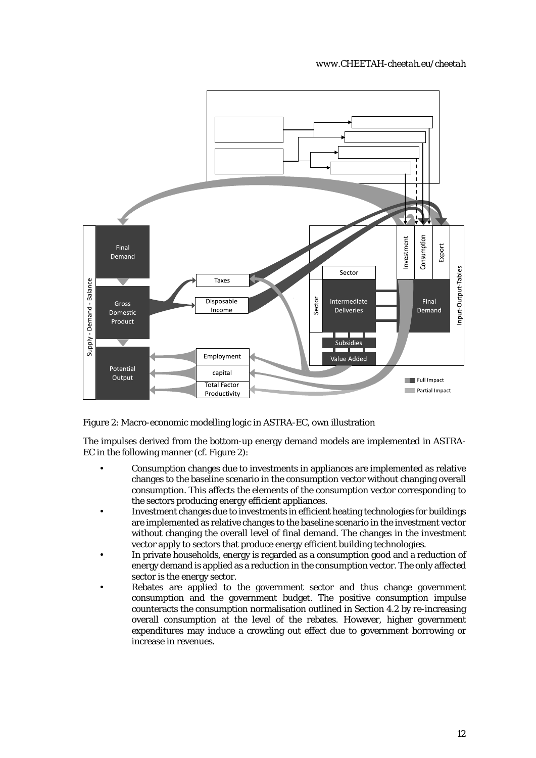Figure 2: Macro-economic modelling logic in ASTRA-EC, own illustration

The impulses derived from the bottom-up energy demand models are implemented in ASTRA-EC in the following manner (cf. Figure 2):

- Consumption changes due to investments in appliances are implemented as relative changes to the baseline scenario in the consumption vector without changing overall consumption. This affects the elements of the consumption vector corresponding to the sectors producing energy efficient appliances.
- Investment changes due to investments in efficient heating technologies for buildings are implemented as relative changes to the baseline scenario in the investment vector without changing the overall level of final demand. The changes in the investment vector apply to sectors that produce energy efficient building technologies.
- In private households, energy is regarded as a consumption good and a reduction of energy demand is applied as a reduction in the consumption vector. The only affected sector is the energy sector.
- Rebates are applied to the government sector and thus change government consumption and the government budget. The positive consumption impulse counteracts the consumption normalisation outlined in Section 4.2 by re-increasing overall consumption at the level of the rebates. However, higher government expenditures may induce a crowding out effect due to government borrowing or increase in revenues.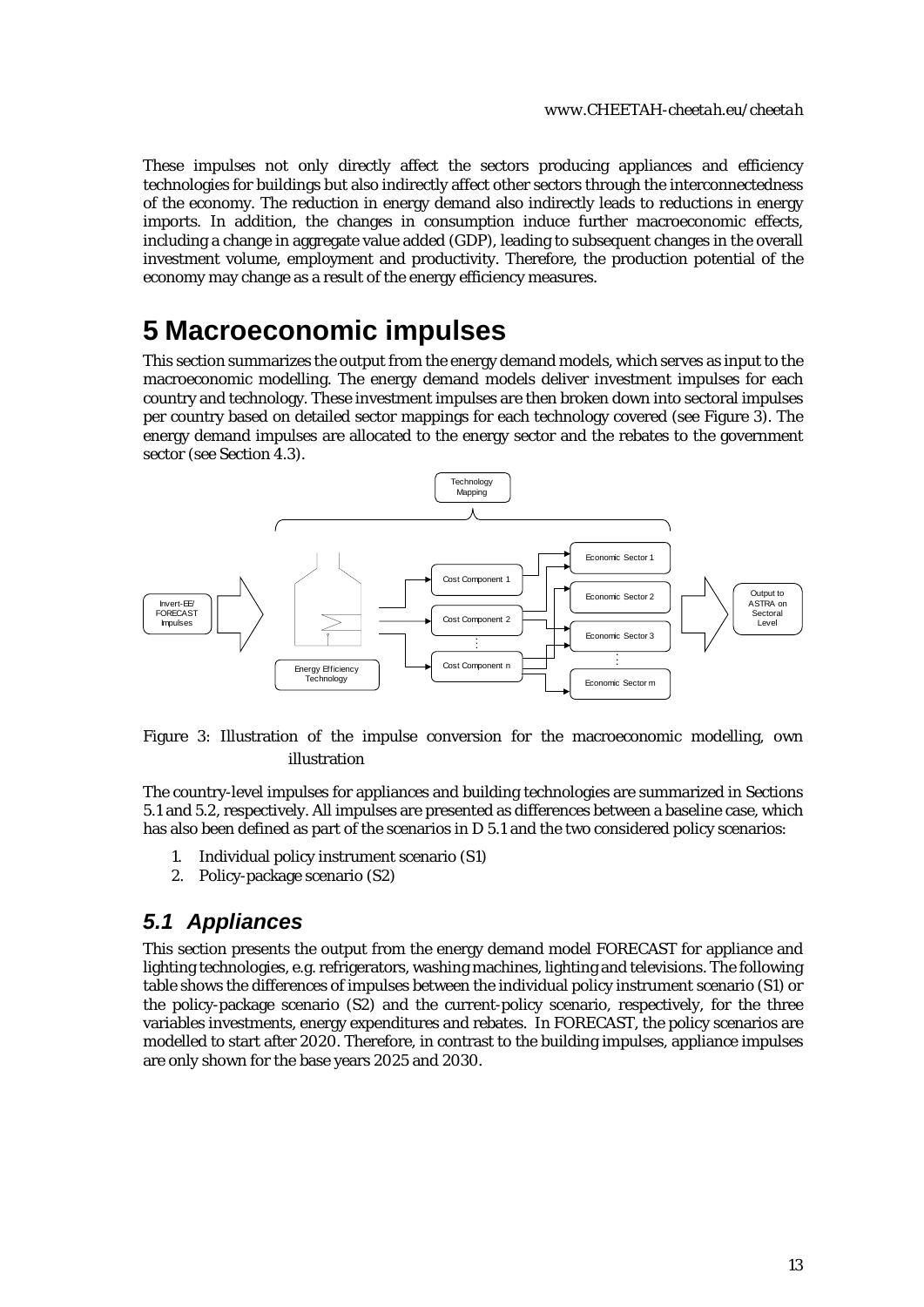These impulses not only directly affect the sectors producing appliances and efficiency technologies for buildings but also indirectly affect other sectors through the interconnectedness of the economy. The reduction in energy demand also indirectly leads to reductions in energy imports. In addition, the changes in consumption induce further macroeconomic effects, including a change in aggregate value added (GDP), leading to subsequent changes in the overall investment volume, employment and productivity. Therefore, the production potential of the economy may change as a result of the energy efficiency measures.

# 5 Macroeconomic impulses

This section summarizes the output from the energy demand models, which serves as input to the macroeconomic modelling. The energy demand models deliver investment impulses for each country and technology. These investment impulses are then broken down into sectoral impulses per country based on detailed sector mappings for each technology covered (see Figure 3). The energy demand impulses are allocated to the energy sector and the rebates to the government sector (see Section 4.3).

Figure 3: Illustration of the impulse conversion for the macroeconomic modelling, own illustration

The country-level impulses for appliances and building technologies are summarized in Sections 5.1 and 5.2, respectively. All impulses are presented as differences between a baseline case, which has also been defined as part of the scenarios in D 5.1 and the two considered policy scenarios:

1. Individual policy instrument scenario (S1)
2. Policy-package scenario (S2)

## 5.1 Appliances

This section presents the output from the energy demand model FORECAST for appliance and lighting technologies, e.g. refrigerators, washing machines, lighting and televisions. The following table shows the differences of impulses between the individual policy instrument scenario (S1) or the policy-package scenario (S2) and the current-policy scenario, respectively, for the three variables investments, energy expenditures and rebates. In FORECAST, the policy scenarios are modelled to start after 2020. Therefore, in contrast to the building impulses, appliance impulses are only shown for the base years 2025 and 2030.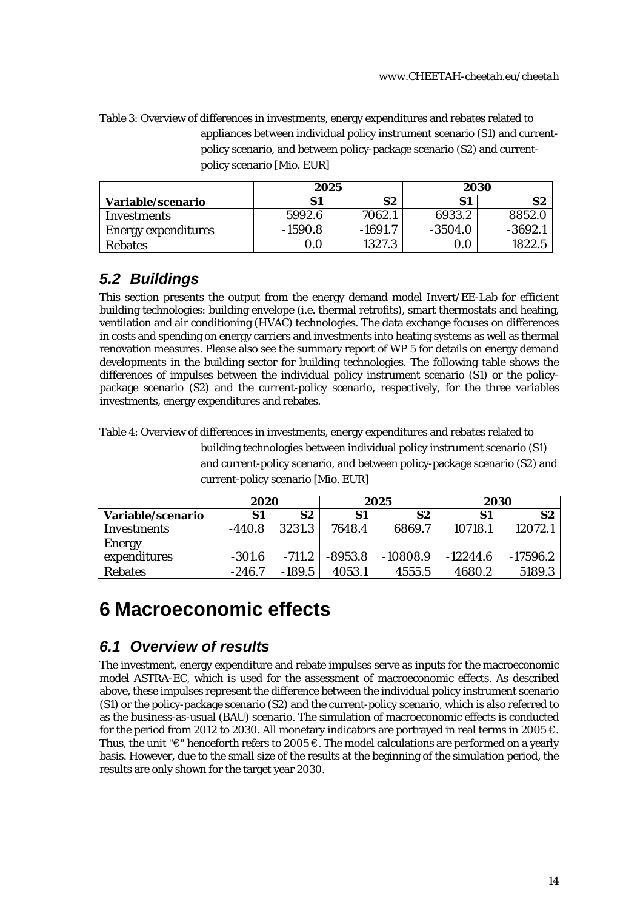Table 3: Overview of differences in investments, energy expenditures and rebates related to appliances between individual policy instrument scenario (S1) and current-policy scenario, and between policy-package scenario (S2) and current-policy scenario [Mio. EUR]

| | 2025 | | 2030 | |
|---|---|---|---|---|
| **Variable/scenario** | **S1** | **S2** | **S1** | **S2** |
| Investments | 5992.6 | 7062.1 | 6933.2 | 8852.0 |
| Energy expenditures | -1590.8 | -1691.7 | -3504.0 | -3692.1 |
| Rebates | 0.0 | 1327.3 | 0.0 | 1822.5 |

## 5.2 Buildings

This section presents the output from the energy demand model Invert/EE-Lab for efficient building technologies: building envelope (i.e. thermal retrofits), smart thermostats and heating, ventilation and air conditioning (HVAC) technologies. The data exchange focuses on differences in costs and spending on energy carriers and investments into heating systems as well as thermal renovation measures. Please also see the summary report of WP 5 for details on energy demand developments in the building sector for building technologies. The following table shows the differences of impulses between the individual policy instrument scenario (S1) or the policy-package scenario (S2) and the current-policy scenario, respectively, for the three variables investments, energy expenditures and rebates.

Table 4: Overview of differences in investments, energy expenditures and rebates related to building technologies between individual policy instrument scenario (S1) and current-policy scenario, and between policy-package scenario (S2) and current-policy scenario [Mio. EUR]

| | 2020 | | 2025 | | 2030 | |
|---|---|---|---|---|---|---|
| **Variable/scenario** | **S1** | **S2** | **S1** | **S2** | **S1** | **S2** |
| Investments | -440.8 | 3231.3 | 7648.4 | 6869.7 | 10718.1 | 12072.1 |
| Energy expenditures | -301.6 | -711.2 | -8953.8 | -10808.9 | -12244.6 | -17596.2 |
| Rebates | -246.7 | -189.5 | 4053.1 | 4555.5 | 4680.2 | 5189.3 |

# 6 Macroeconomic effects

## 6.1 Overview of results

The investment, energy expenditure and rebate impulses serve as inputs for the macroeconomic model ASTRA-EC, which is used for the assessment of macroeconomic effects. As described above, these impulses represent the difference between the individual policy instrument scenario (S1) or the policy-package scenario (S2) and the current-policy scenario, which is also referred to as the business-as-usual (BAU) scenario. The simulation of macroeconomic effects is conducted for the period from 2012 to 2030. All monetary indicators are portrayed in real terms in 2005 €. Thus, the unit "€" henceforth refers to 2005 €. The model calculations are performed on a yearly basis. However, due to the small size of the results at the beginning of the simulation period, the results are only shown for the target year 2030.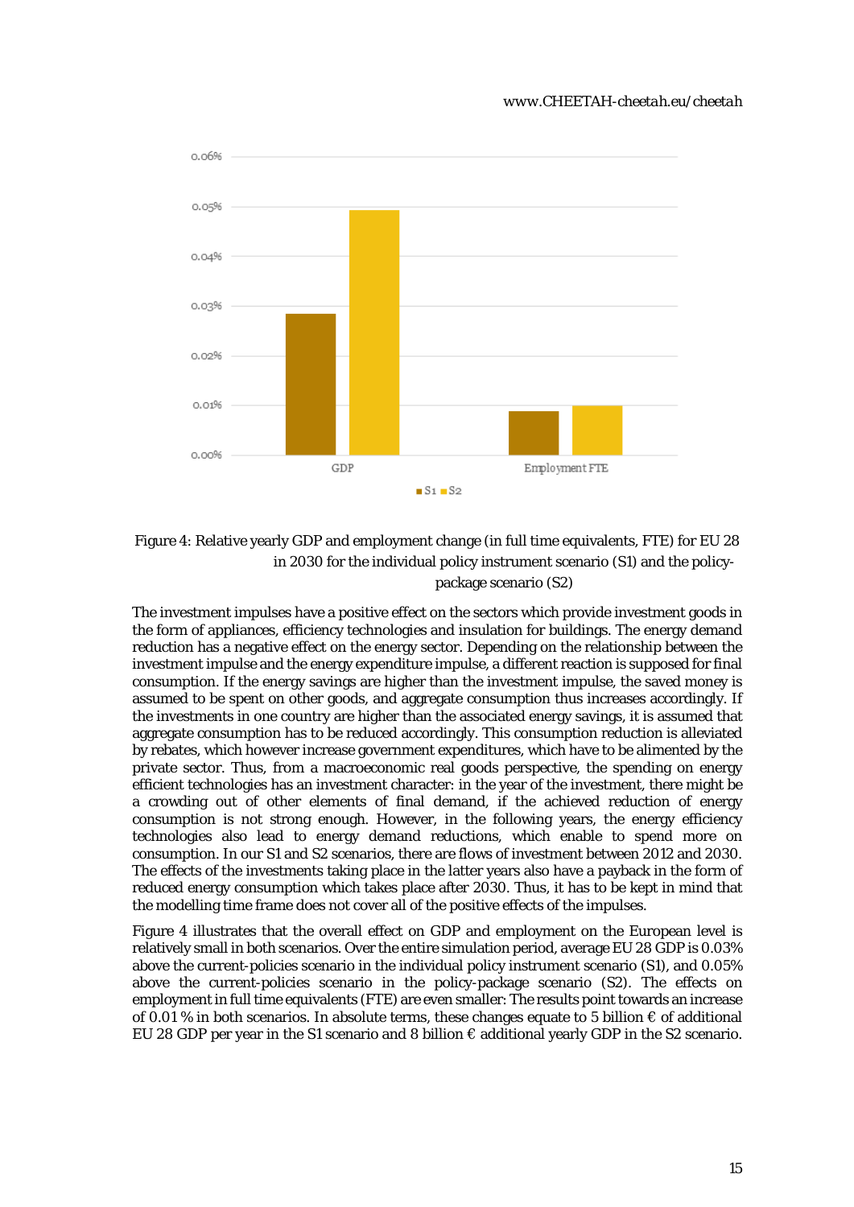Figure 4: Relative yearly GDP and employment change (in full time equivalents, FTE) for EU 28 in 2030 for the individual policy instrument scenario (S1) and the policy-package scenario (S2)

The investment impulses have a positive effect on the sectors which provide investment goods in the form of appliances, efficiency technologies and insulation for buildings. The energy demand reduction has a negative effect on the energy sector. Depending on the relationship between the investment impulse and the energy expenditure impulse, a different reaction is supposed for final consumption. If the energy savings are higher than the investment impulse, the saved money is assumed to be spent on other goods, and aggregate consumption thus increases accordingly. If the investments in one country are higher than the associated energy savings, it is assumed that aggregate consumption has to be reduced accordingly. This consumption reduction is alleviated by rebates, which however increase government expenditures, which have to be alimented by the private sector. Thus, from a macroeconomic real goods perspective, the spending on energy efficient technologies has an investment character: in the year of the investment, there might be a crowding out of other elements of final demand, if the achieved reduction of energy consumption is not strong enough. However, in the following years, the energy efficiency technologies also lead to energy demand reductions, which enable to spend more on consumption. In our S1 and S2 scenarios, there are flows of investment between 2012 and 2030. The effects of the investments taking place in the latter years also have a payback in the form of reduced energy consumption which takes place after 2030. Thus, it has to be kept in mind that the modelling time frame does not cover all of the positive effects of the impulses.

Figure 4 illustrates that the overall effect on GDP and employment on the European level is relatively small in both scenarios. Over the entire simulation period, average EU 28 GDP is 0.03% above the current-policies scenario in the individual policy instrument scenario (S1), and 0.05% above the current-policies scenario in the policy-package scenario (S2). The effects on employment in full time equivalents (FTE) are even smaller: The results point towards an increase of 0.01 % in both scenarios. In absolute terms, these changes equate to 5 billion € of additional EU 28 GDP per year in the S1 scenario and 8 billion € additional yearly GDP in the S2 scenario.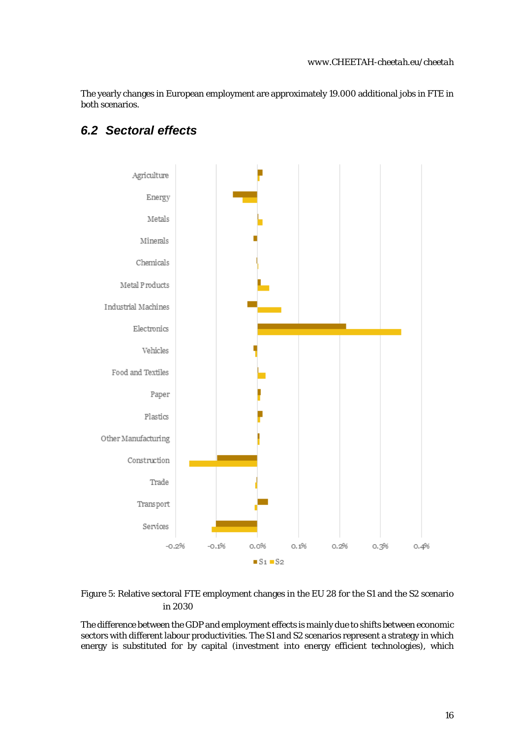The yearly changes in European employment are approximately 19.000 additional jobs in FTE in both scenarios.

## 6.2 Sectoral effects

Figure 5: Relative sectoral FTE employment changes in the EU 28 for the S1 and the S2 scenario in 2030

The difference between the GDP and employment effects is mainly due to shifts between economic sectors with different labour productivities. The S1 and S2 scenarios represent a strategy in which energy is substituted for by capital (investment into energy efficient technologies), which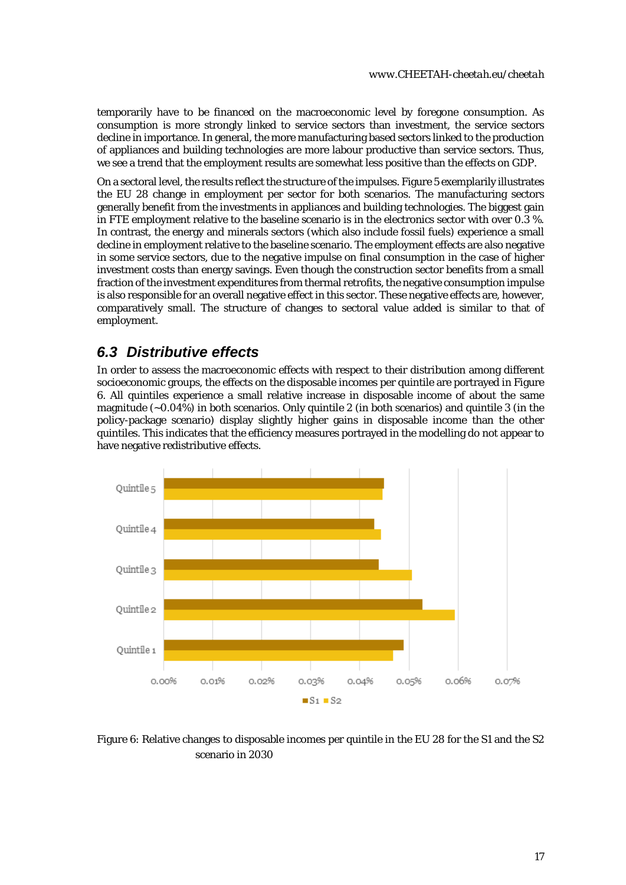temporarily have to be financed on the macroeconomic level by foregone consumption. As consumption is more strongly linked to service sectors than investment, the service sectors decline in importance. In general, the more manufacturing based sectors linked to the production of appliances and building technologies are more labour productive than service sectors. Thus, we see a trend that the employment results are somewhat less positive than the effects on GDP.

On a sectoral level, the results reflect the structure of the impulses. Figure 5 exemplarily illustrates the EU 28 change in employment per sector for both scenarios. The manufacturing sectors generally benefit from the investments in appliances and building technologies. The biggest gain in FTE employment relative to the baseline scenario is in the electronics sector with over 0.3 %. In contrast, the energy and minerals sectors (which also include fossil fuels) experience a small decline in employment relative to the baseline scenario. The employment effects are also negative in some service sectors, due to the negative impulse on final consumption in the case of higher investment costs than energy savings. Even though the construction sector benefits from a small fraction of the investment expenditures from thermal retrofits, the negative consumption impulse is also responsible for an overall negative effect in this sector. These negative effects are, however, comparatively small. The structure of changes to sectoral value added is similar to that of employment.

## 6.3 Distributive effects

In order to assess the macroeconomic effects with respect to their distribution among different socioeconomic groups, the effects on the disposable incomes per quintile are portrayed in Figure 6. All quintiles experience a small relative increase in disposable income of about the same magnitude (~0.04%) in both scenarios. Only quintile 2 (in both scenarios) and quintile 3 (in the policy-package scenario) display slightly higher gains in disposable income than the other quintiles. This indicates that the efficiency measures portrayed in the modelling do not appear to have negative redistributive effects.

Figure 6: Relative changes to disposable incomes per quintile in the EU 28 for the S1 and the S2 scenario in 2030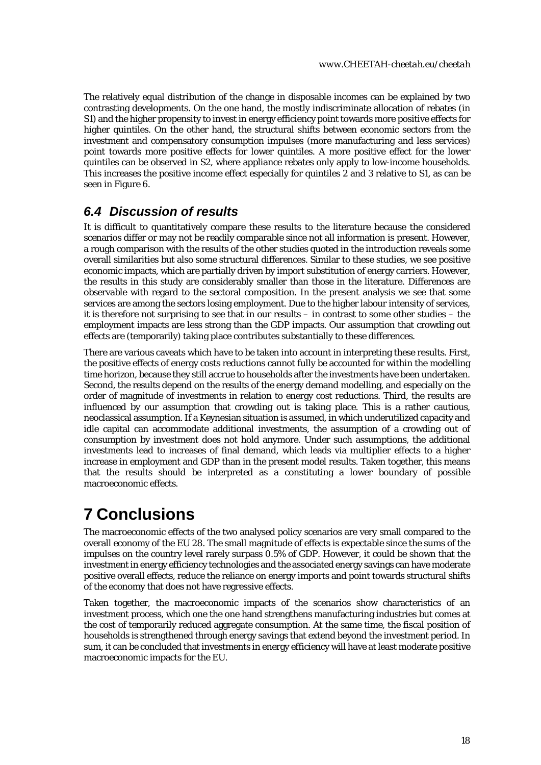The relatively equal distribution of the change in disposable incomes can be explained by two contrasting developments. On the one hand, the mostly indiscriminate allocation of rebates (in S1) and the higher propensity to invest in energy efficiency point towards more positive effects for higher quintiles. On the other hand, the structural shifts between economic sectors from the investment and compensatory consumption impulses (more manufacturing and less services) point towards more positive effects for lower quintiles. A more positive effect for the lower quintiles can be observed in S2, where appliance rebates only apply to low-income households. This increases the positive income effect especially for quintiles 2 and 3 relative to S1, as can be seen in Figure 6.

## *6.4 Discussion of results*

It is difficult to quantitatively compare these results to the literature because the considered scenarios differ or may not be readily comparable since not all information is present. However, a rough comparison with the results of the other studies quoted in the introduction reveals some overall similarities but also some structural differences. Similar to these studies, we see positive economic impacts, which are partially driven by import substitution of energy carriers. However, the results in this study are considerably smaller than those in the literature. Differences are observable with regard to the sectoral composition. In the present analysis we see that some services are among the sectors losing employment. Due to the higher labour intensity of services, it is therefore not surprising to see that in our results – in contrast to some other studies – the employment impacts are less strong than the GDP impacts. Our assumption that crowding out effects are (temporarily) taking place contributes substantially to these differences.

There are various caveats which have to be taken into account in interpreting these results. First, the positive effects of energy costs reductions cannot fully be accounted for within the modelling time horizon, because they still accrue to households after the investments have been undertaken. Second, the results depend on the results of the energy demand modelling, and especially on the order of magnitude of investments in relation to energy cost reductions. Third, the results are influenced by our assumption that crowding out is taking place. This is a rather cautious, neoclassical assumption. If a Keynesian situation is assumed, in which underutilized capacity and idle capital can accommodate additional investments, the assumption of a crowding out of consumption by investment does not hold anymore. Under such assumptions, the additional investments lead to increases of final demand, which leads via multiplier effects to a higher increase in employment and GDP than in the present model results. Taken together, this means that the results should be interpreted as a constituting a lower boundary of possible macroeconomic effects.

# 7 Conclusions

The macroeconomic effects of the two analysed policy scenarios are very small compared to the overall economy of the EU 28. The small magnitude of effects is expectable since the sums of the impulses on the country level rarely surpass 0.5% of GDP. However, it could be shown that the investment in energy efficiency technologies and the associated energy savings can have moderate positive overall effects, reduce the reliance on energy imports and point towards structural shifts of the economy that does not have regressive effects.

Taken together, the macroeconomic impacts of the scenarios show characteristics of an investment process, which one the one hand strengthens manufacturing industries but comes at the cost of temporarily reduced aggregate consumption. At the same time, the fiscal position of households is strengthened through energy savings that extend beyond the investment period. In sum, it can be concluded that investments in energy efficiency will have at least moderate positive macroeconomic impacts for the EU.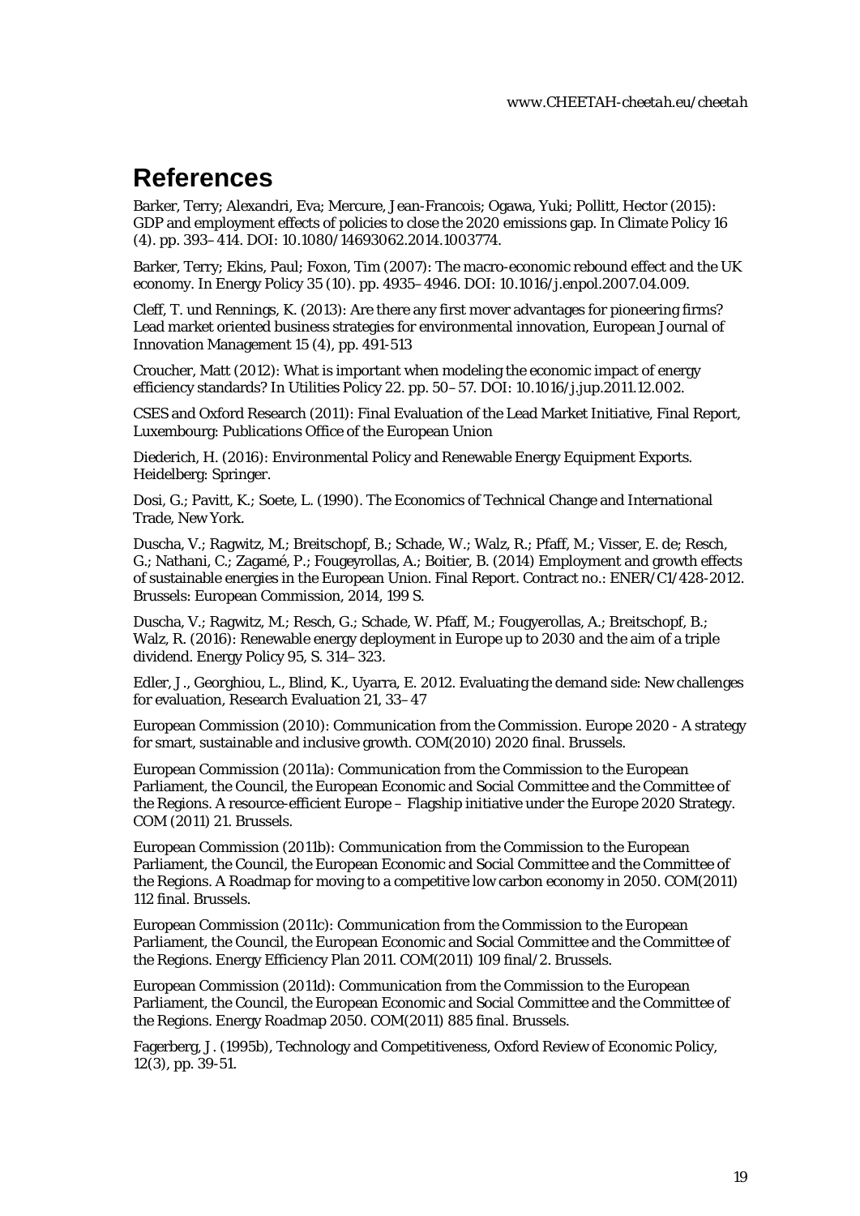# References

Barker, Terry; Alexandri, Eva; Mercure, Jean-Francois; Ogawa, Yuki; Pollitt, Hector (2015): GDP and employment effects of policies to close the 2020 emissions gap. In Climate Policy 16 (4). pp. 393–414. DOI: 10.1080/14693062.2014.1003774.

Barker, Terry; Ekins, Paul; Foxon, Tim (2007): The macro-economic rebound effect and the UK economy. In Energy Policy 35 (10). pp. 4935–4946. DOI: 10.1016/j.enpol.2007.04.009.

Cleff, T. und Rennings, K. (2013): Are there any first mover advantages for pioneering firms? Lead market oriented business strategies for environmental innovation, European Journal of Innovation Management 15 (4), pp. 491-513

Croucher, Matt (2012): What is important when modeling the economic impact of energy efficiency standards? In Utilities Policy 22. pp. 50–57. DOI: 10.1016/j.jup.2011.12.002.

CSES and Oxford Research (2011): Final Evaluation of the Lead Market Initiative, Final Report, Luxembourg: Publications Office of the European Union

Diederich, H. (2016): Environmental Policy and Renewable Energy Equipment Exports. Heidelberg: Springer.

Dosi, G.; Pavitt, K.; Soete, L. (1990). The Economics of Technical Change and International Trade, New York.

Duscha, V.; Ragwitz, M.; Breitschopf, B.; Schade, W.; Walz, R.; Pfaff, M.; Visser, E. de; Resch, G.; Nathani, C.; Zagamé, P.; Fougeyrollas, A.; Boitier, B. (2014) Employment and growth effects of sustainable energies in the European Union. Final Report. Contract no.: ENER/C1/428-2012. Brussels: European Commission, 2014, 199 S.

Duscha, V.; Ragwitz, M.; Resch, G.; Schade, W. Pfaff, M.; Fougyerollas, A.; Breitschopf, B.; Walz, R. (2016): Renewable energy deployment in Europe up to 2030 and the aim of a triple dividend. Energy Policy 95, S. 314–323.

Edler, J., Georghiou, L., Blind, K., Uyarra, E. 2012. Evaluating the demand side: New challenges for evaluation, Research Evaluation 21, 33–47

European Commission (2010): Communication from the Commission. Europe 2020 - A strategy for smart, sustainable and inclusive growth. COM(2010) 2020 final. Brussels.

European Commission (2011a): Communication from the Commission to the European Parliament, the Council, the European Economic and Social Committee and the Committee of the Regions. A resource-efficient Europe – Flagship initiative under the Europe 2020 Strategy. COM (2011) 21. Brussels.

European Commission (2011b): Communication from the Commission to the European Parliament, the Council, the European Economic and Social Committee and the Committee of the Regions. A Roadmap for moving to a competitive low carbon economy in 2050. COM(2011) 112 final. Brussels.

European Commission (2011c): Communication from the Commission to the European Parliament, the Council, the European Economic and Social Committee and the Committee of the Regions. Energy Efficiency Plan 2011. COM(2011) 109 final/2. Brussels.

European Commission (2011d): Communication from the Commission to the European Parliament, the Council, the European Economic and Social Committee and the Committee of the Regions. Energy Roadmap 2050. COM(2011) 885 final. Brussels.

Fagerberg, J. (1995b), Technology and Competitiveness, Oxford Review of Economic Policy, 12(3), pp. 39-51.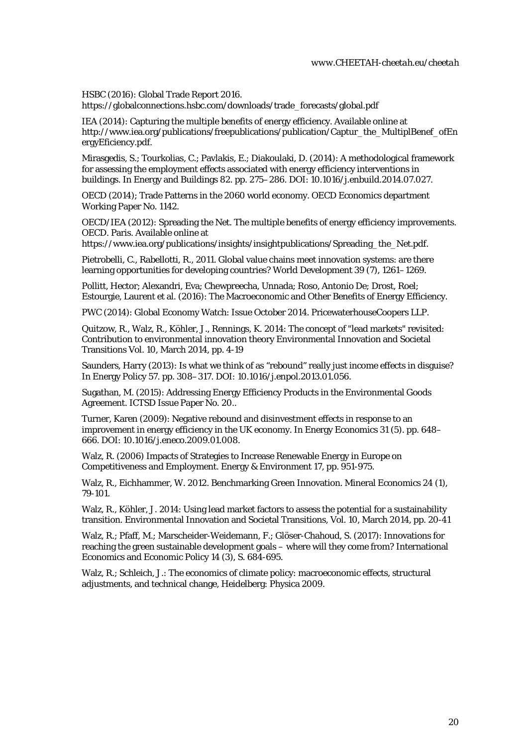HSBC (2016): Global Trade Report 2016. https://globalconnections.hsbc.com/downloads/trade_forecasts/global.pdf

IEA (2014): Capturing the multiple benefits of energy efficiency. Available online at http://www.iea.org/publications/freepublications/publication/Captur_the_MultiplBenef_ofEnergyEficiency.pdf.

Mirasgedis, S.; Tourkolias, C.; Pavlakis, E.; Diakoulaki, D. (2014): A methodological framework for assessing the employment effects associated with energy efficiency interventions in buildings. In Energy and Buildings 82. pp. 275–286. DOI: 10.1016/j.enbuild.2014.07.027.

OECD (2014); Trade Patterns in the 2060 world economy. OECD Economics department Working Paper No. 1142.

OECD/IEA (2012): Spreading the Net. The multiple benefits of energy efficiency improvements. OECD. Paris. Available online at https://www.iea.org/publications/insights/insightpublications/Spreading_the_Net.pdf.

Pietrobelli, C., Rabellotti, R., 2011. Global value chains meet innovation systems: are there learning opportunities for developing countries? World Development 39 (7), 1261–1269.

Pollitt, Hector; Alexandri, Eva; Chewpreecha, Unnada; Roso, Antonio De; Drost, Roel; Estourgie, Laurent et al. (2016): The Macroeconomic and Other Benefits of Energy Efficiency.

PWC (2014): Global Economy Watch: Issue October 2014. PricewaterhouseCoopers LLP.

Quitzow, R., Walz, R., Köhler, J., Rennings, K. 2014: The concept of "lead markets" revisited: Contribution to environmental innovation theory Environmental Innovation and Societal Transitions Vol. 10, March 2014, pp. 4-19

Saunders, Harry (2013): Is what we think of as "rebound" really just income effects in disguise? In Energy Policy 57. pp. 308–317. DOI: 10.1016/j.enpol.2013.01.056.

Sugathan, M. (2015): Addressing Energy Efficiency Products in the Environmental Goods Agreement. ICTSD Issue Paper No. 20..

Turner, Karen (2009): Negative rebound and disinvestment effects in response to an improvement in energy efficiency in the UK economy. In Energy Economics 31 (5). pp. 648–666. DOI: 10.1016/j.eneco.2009.01.008.

Walz, R. (2006) Impacts of Strategies to Increase Renewable Energy in Europe on Competitiveness and Employment. Energy & Environment 17, pp. 951-975.

Walz, R., Eichhammer, W. 2012. Benchmarking Green Innovation. Mineral Economics 24 (1), 79-101.

Walz, R., Köhler, J. 2014: Using lead market factors to assess the potential for a sustainability transition. Environmental Innovation and Societal Transitions, Vol. 10, March 2014, pp. 20-41

Walz, R.; Pfaff, M.; Marscheider-Weidemann, F.; Glöser-Chahoud, S. (2017): Innovations for reaching the green sustainable development goals – where will they come from? International Economics and Economic Policy 14 (3), S. 684-695.

Walz, R.; Schleich, J.: The economics of climate policy: macroeconomic effects, structural adjustments, and technical change, Heidelberg: Physica 2009.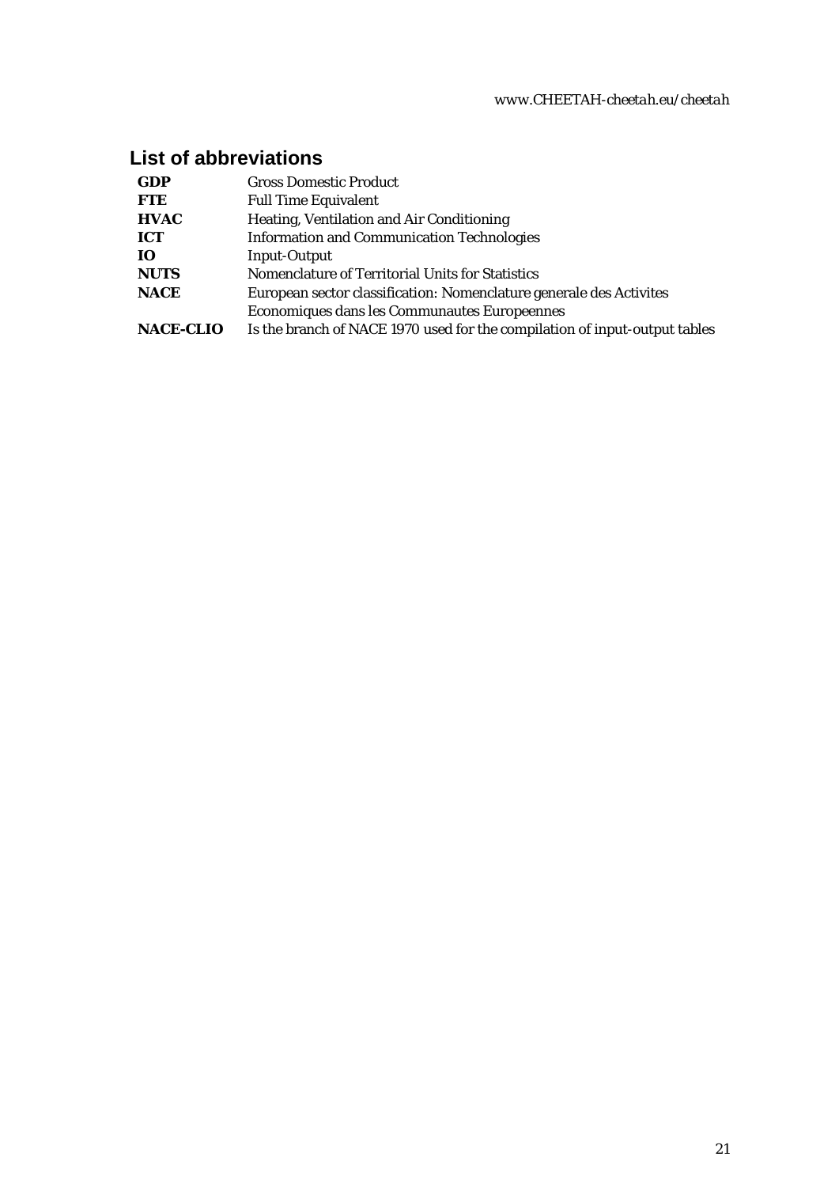## List of abbreviations

| | |
|---|---|
| **GDP** | Gross Domestic Product |
| **FTE** | Full Time Equivalent |
| **HVAC** | Heating, Ventilation and Air Conditioning |
| **ICT** | Information and Communication Technologies |
| **IO** | Input-Output |
| **NUTS** | Nomenclature of Territorial Units for Statistics |
| **NACE** | European sector classification: Nomenclature generale des Activites Economiques dans les Communautes Europeennes |
| **NACE-CLIO** | Is the branch of NACE 1970 used for the compilation of input-output tables |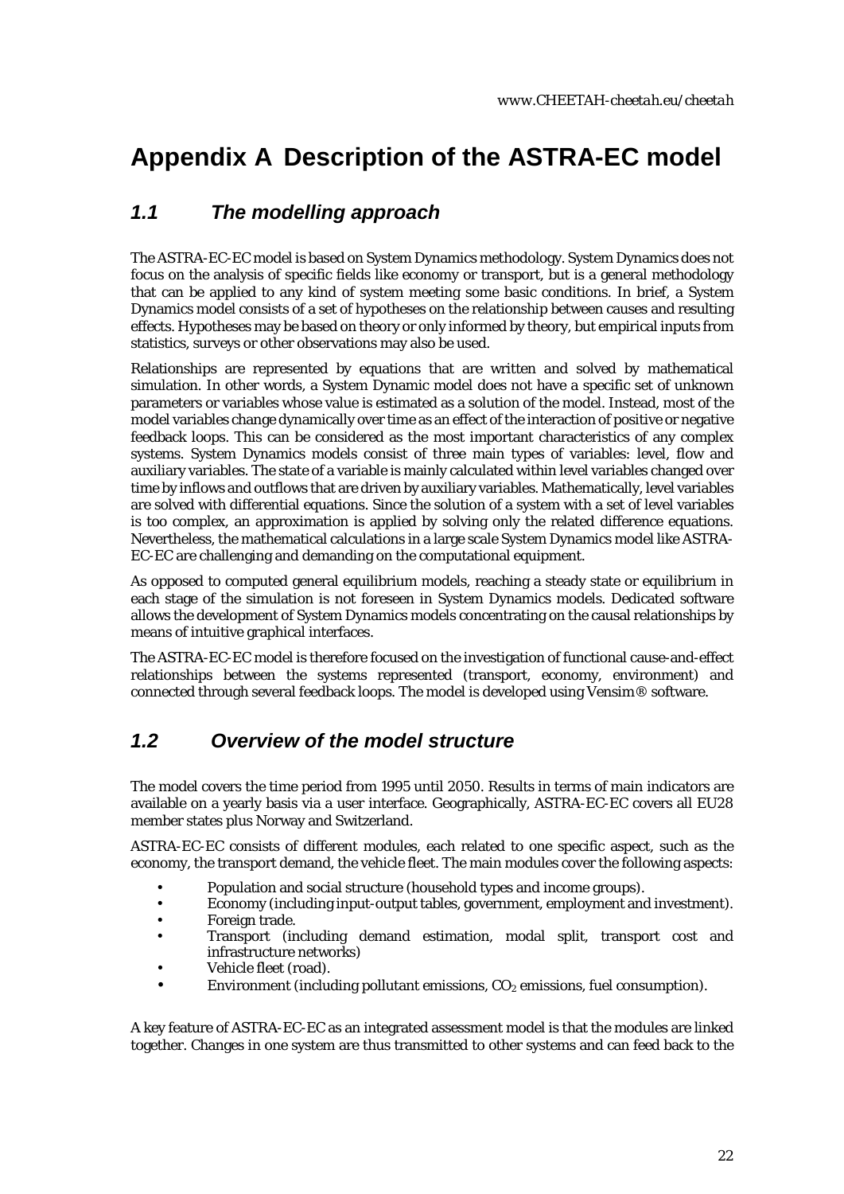# Appendix A Description of the ASTRA-EC model

## 1.1 The modelling approach

The ASTRA-EC-EC model is based on System Dynamics methodology. System Dynamics does not focus on the analysis of specific fields like economy or transport, but is a general methodology that can be applied to any kind of system meeting some basic conditions. In brief, a System Dynamics model consists of a set of hypotheses on the relationship between causes and resulting effects. Hypotheses may be based on theory or only informed by theory, but empirical inputs from statistics, surveys or other observations may also be used.

Relationships are represented by equations that are written and solved by mathematical simulation. In other words, a System Dynamic model does not have a specific set of unknown parameters or variables whose value is estimated as a solution of the model. Instead, most of the model variables change dynamically over time as an effect of the interaction of positive or negative feedback loops. This can be considered as the most important characteristics of any complex systems. System Dynamics models consist of three main types of variables: level, flow and auxiliary variables. The state of a variable is mainly calculated within level variables changed over time by inflows and outflows that are driven by auxiliary variables. Mathematically, level variables are solved with differential equations. Since the solution of a system with a set of level variables is too complex, an approximation is applied by solving only the related difference equations. Nevertheless, the mathematical calculations in a large scale System Dynamics model like ASTRA-EC-EC are challenging and demanding on the computational equipment.

As opposed to computed general equilibrium models, reaching a steady state or equilibrium in each stage of the simulation is not foreseen in System Dynamics models. Dedicated software allows the development of System Dynamics models concentrating on the causal relationships by means of intuitive graphical interfaces.

The ASTRA-EC-EC model is therefore focused on the investigation of functional cause-and-effect relationships between the systems represented (transport, economy, environment) and connected through several feedback loops. The model is developed using Vensim® software.

## 1.2 Overview of the model structure

The model covers the time period from 1995 until 2050. Results in terms of main indicators are available on a yearly basis via a user interface. Geographically, ASTRA-EC-EC covers all EU28 member states plus Norway and Switzerland.

ASTRA-EC-EC consists of different modules, each related to one specific aspect, such as the economy, the transport demand, the vehicle fleet. The main modules cover the following aspects:

- Population and social structure (household types and income groups).
- Economy (including input-output tables, government, employment and investment).
- Foreign trade.
- Transport (including demand estimation, modal split, transport cost and infrastructure networks)
- Vehicle fleet (road).
- Environment (including pollutant emissions, $CO_2$ emissions, fuel consumption).

A key feature of ASTRA-EC-EC as an integrated assessment model is that the modules are linked together. Changes in one system are thus transmitted to other systems and can feed back to the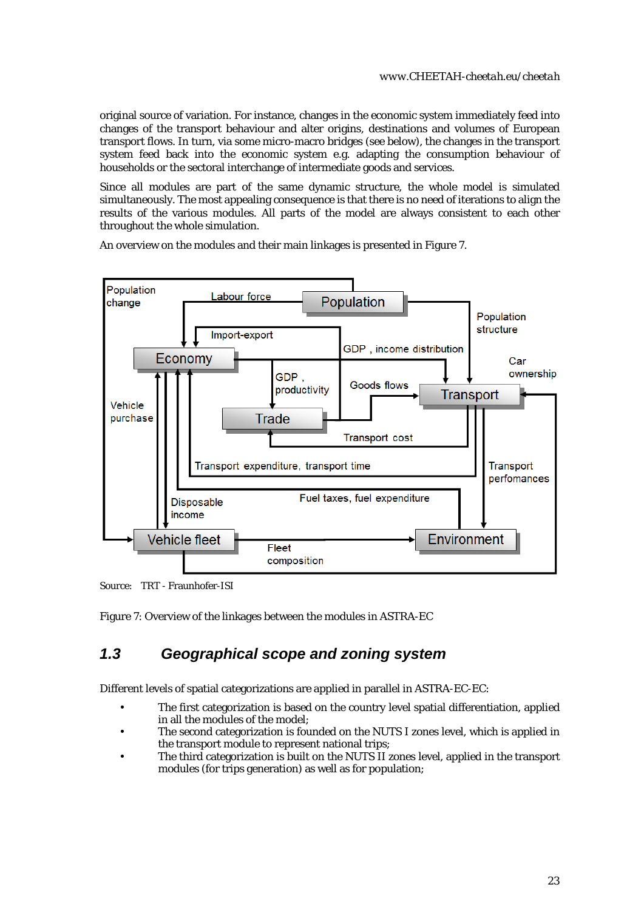original source of variation. For instance, changes in the economic system immediately feed into changes of the transport behaviour and alter origins, destinations and volumes of European transport flows. In turn, via some micro-macro bridges (see below), the changes in the transport system feed back into the economic system e.g. adapting the consumption behaviour of households or the sectoral interchange of intermediate goods and services.

Since all modules are part of the same dynamic structure, the whole model is simulated simultaneously. The most appealing consequence is that there is no need of iterations to align the results of the various modules. All parts of the model are always consistent to each other throughout the whole simulation.

An overview on the modules and their main linkages is presented in Figure 7.

Source: TRT - Fraunhofer-ISI

Figure 7: Overview of the linkages between the modules in ASTRA-EC

## 1.3 Geographical scope and zoning system

Different levels of spatial categorizations are applied in parallel in ASTRA-EC-EC:

- The first categorization is based on the country level spatial differentiation, applied in all the modules of the model;
- The second categorization is founded on the NUTS I zones level, which is applied in the transport module to represent national trips;
- The third categorization is built on the NUTS II zones level, applied in the transport modules (for trips generation) as well as for population;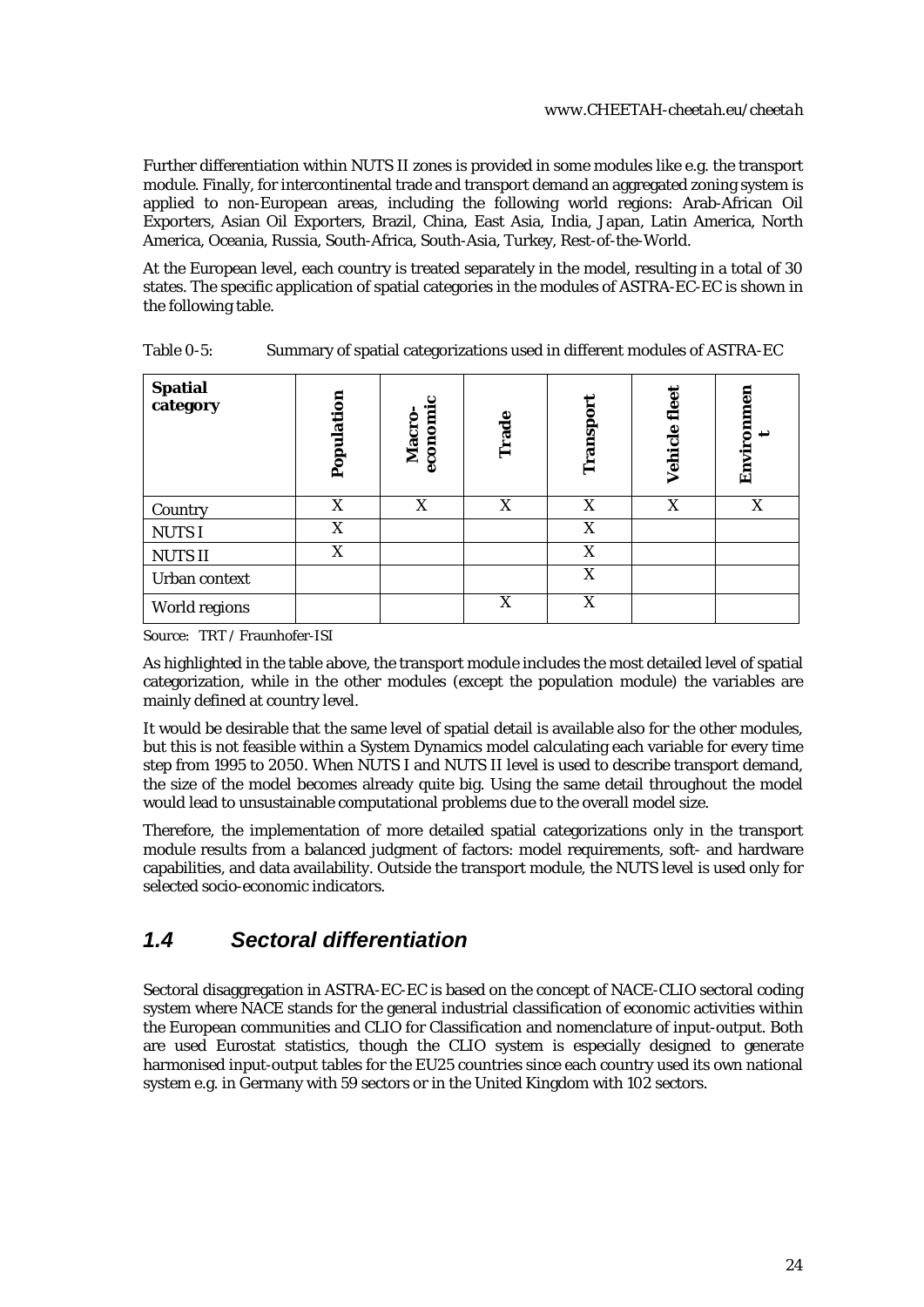Further differentiation within NUTS II zones is provided in some modules like e.g. the transport module. Finally, for intercontinental trade and transport demand an aggregated zoning system is applied to non-European areas, including the following world regions: Arab-African Oil Exporters, Asian Oil Exporters, Brazil, China, East Asia, India, Japan, Latin America, North America, Oceania, Russia, South-Africa, South-Asia, Turkey, Rest-of-the-World.

At the European level, each country is treated separately in the model, resulting in a total of 30 states. The specific application of spatial categories in the modules of ASTRA-EC-EC is shown in the following table.

Table 0-5: Summary of spatial categorizations used in different modules of ASTRA-EC

| Spatial category | Population | Macro-economic | Trade | Transport | Vehicle fleet | Environment |
|---|---|---|---|---|---|---|
| Country | X | X | X | X | X | X |
| NUTS I | X | | | X | | |
| NUTS II | X | | | X | | |
| Urban context | | | | X | | |
| World regions | | | X | X | | |

Source: TRT / Fraunhofer-ISI

As highlighted in the table above, the transport module includes the most detailed level of spatial categorization, while in the other modules (except the population module) the variables are mainly defined at country level.

It would be desirable that the same level of spatial detail is available also for the other modules, but this is not feasible within a System Dynamics model calculating each variable for every time step from 1995 to 2050. When NUTS I and NUTS II level is used to describe transport demand, the size of the model becomes already quite big. Using the same detail throughout the model would lead to unsustainable computational problems due to the overall model size.

Therefore, the implementation of more detailed spatial categorizations only in the transport module results from a balanced judgment of factors: model requirements, soft- and hardware capabilities, and data availability. Outside the transport module, the NUTS level is used only for selected socio-economic indicators.

## *1.4 Sectoral differentiation*

Sectoral disaggregation in ASTRA-EC-EC is based on the concept of NACE-CLIO sectoral coding system where NACE stands for the general industrial classification of economic activities within the European communities and CLIO for Classification and nomenclature of input-output. Both are used Eurostat statistics, though the CLIO system is especially designed to generate harmonised input-output tables for the EU25 countries since each country used its own national system e.g. in Germany with 59 sectors or in the United Kingdom with 102 sectors.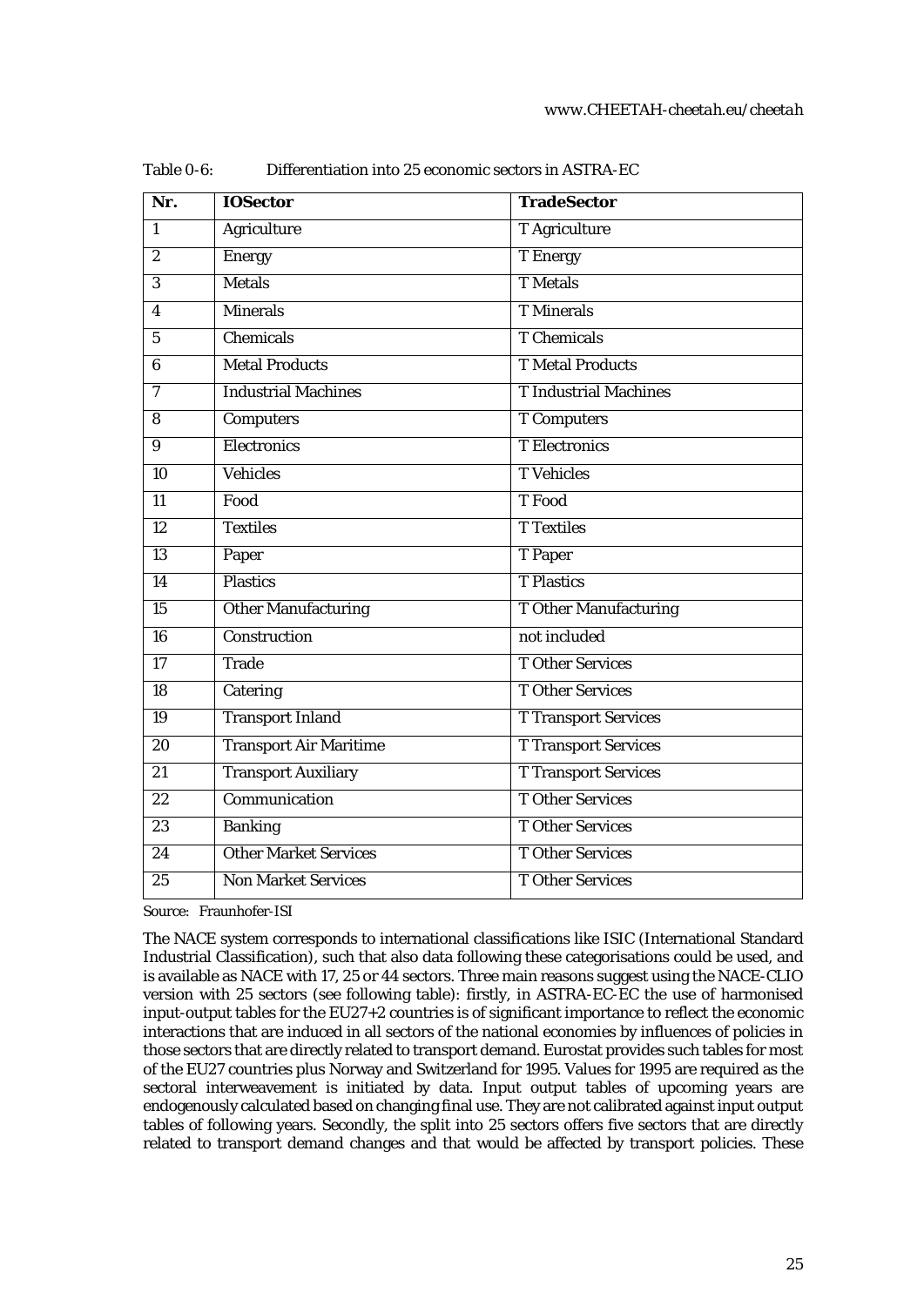Table 0-6: Differentiation into 25 economic sectors in ASTRA-EC

| Nr. | IOSector | TradeSector |
|---|---|---|
| 1 | Agriculture | T Agriculture |
| 2 | Energy | T Energy |
| 3 | Metals | T Metals |
| 4 | Minerals | T Minerals |
| 5 | Chemicals | T Chemicals |
| 6 | Metal Products | T Metal Products |
| 7 | Industrial Machines | T Industrial Machines |
| 8 | Computers | T Computers |
| 9 | Electronics | T Electronics |
| 10 | Vehicles | T Vehicles |
| 11 | Food | T Food |
| 12 | Textiles | T Textiles |
| 13 | Paper | T Paper |
| 14 | Plastics | T Plastics |
| 15 | Other Manufacturing | T Other Manufacturing |
| 16 | Construction | not included |
| 17 | Trade | T Other Services |
| 18 | Catering | T Other Services |
| 19 | Transport Inland | T Transport Services |
| 20 | Transport Air Maritime | T Transport Services |
| 21 | Transport Auxiliary | T Transport Services |
| 22 | Communication | T Other Services |
| 23 | Banking | T Other Services |
| 24 | Other Market Services | T Other Services |
| 25 | Non Market Services | T Other Services |

Source: Fraunhofer-ISI

The NACE system corresponds to international classifications like ISIC (International Standard Industrial Classification), such that also data following these categorisations could be used, and is available as NACE with 17, 25 or 44 sectors. Three main reasons suggest using the NACE-CLIO version with 25 sectors (see following table): firstly, in ASTRA-EC-EC the use of harmonised input-output tables for the EU27+2 countries is of significant importance to reflect the economic interactions that are induced in all sectors of the national economies by influences of policies in those sectors that are directly related to transport demand. Eurostat provides such tables for most of the EU27 countries plus Norway and Switzerland for 1995. Values for 1995 are required as the sectoral interweavement is initiated by data. Input output tables of upcoming years are endogenously calculated based on changing final use. They are not calibrated against input output tables of following years. Secondly, the split into 25 sectors offers five sectors that are directly related to transport demand changes and that would be affected by transport policies. These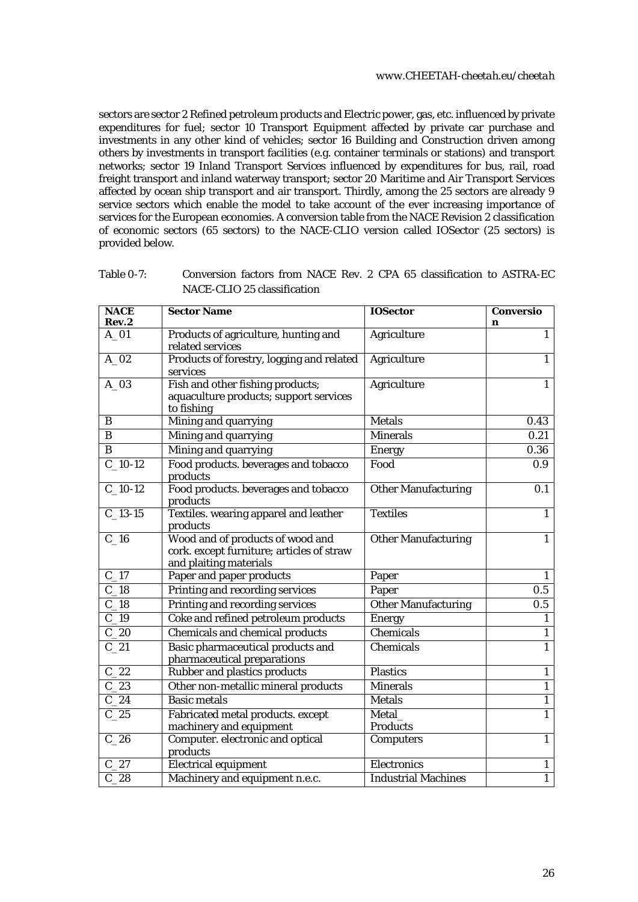sectors are sector 2 Refined petroleum products and Electric power, gas, etc. influenced by private expenditures for fuel; sector 10 Transport Equipment affected by private car purchase and investments in any other kind of vehicles; sector 16 Building and Construction driven among others by investments in transport facilities (e.g. container terminals or stations) and transport networks; sector 19 Inland Transport Services influenced by expenditures for bus, rail, road freight transport and inland waterway transport; sector 20 Maritime and Air Transport Services affected by ocean ship transport and air transport. Thirdly, among the 25 sectors are already 9 service sectors which enable the model to take account of the ever increasing importance of services for the European economies. A conversion table from the NACE Revision 2 classification of economic sectors (65 sectors) to the NACE-CLIO version called IOSector (25 sectors) is provided below.

Table 0-7: Conversion factors from NACE Rev. 2 CPA 65 classification to ASTRA-EC NACE-CLIO 25 classification

| NACE Rev.2 | Sector Name | IOSector | Conversion |
|---|---|---|---|
| A_01 | Products of agriculture, hunting and related services | Agriculture | 1 |
| A_02 | Products of forestry, logging and related services | Agriculture | 1 |
| A_03 | Fish and other fishing products; aquaculture products; support services to fishing | Agriculture | 1 |
| B | Mining and quarrying | Metals | 0.43 |
| B | Mining and quarrying | Minerals | 0.21 |
| B | Mining and quarrying | Energy | 0.36 |
| C_10-12 | Food products. beverages and tobacco products | Food | 0.9 |
| C_10-12 | Food products. beverages and tobacco products | Other Manufacturing | 0.1 |
| C_13-15 | Textiles. wearing apparel and leather products | Textiles | 1 |
| C_16 | Wood and of products of wood and cork. except furniture; articles of straw and plaiting materials | Other Manufacturing | 1 |
| C_17 | Paper and paper products | Paper | 1 |
| C_18 | Printing and recording services | Paper | 0.5 |
| C_18 | Printing and recording services | Other Manufacturing | 0.5 |
| C_19 | Coke and refined petroleum products | Energy | 1 |
| C_20 | Chemicals and chemical products | Chemicals | 1 |
| C_21 | Basic pharmaceutical products and pharmaceutical preparations | Chemicals | 1 |
| C_22 | Rubber and plastics products | Plastics | 1 |
| C_23 | Other non-metallic mineral products | Minerals | 1 |
| C_24 | Basic metals | Metals | 1 |
| C_25 | Fabricated metal products. except machinery and equipment | Metal_ Products | 1 |
| C_26 | Computer. electronic and optical products | Computers | 1 |
| C_27 | Electrical equipment | Electronics | 1 |
| C_28 | Machinery and equipment n.e.c. | Industrial Machines | 1 |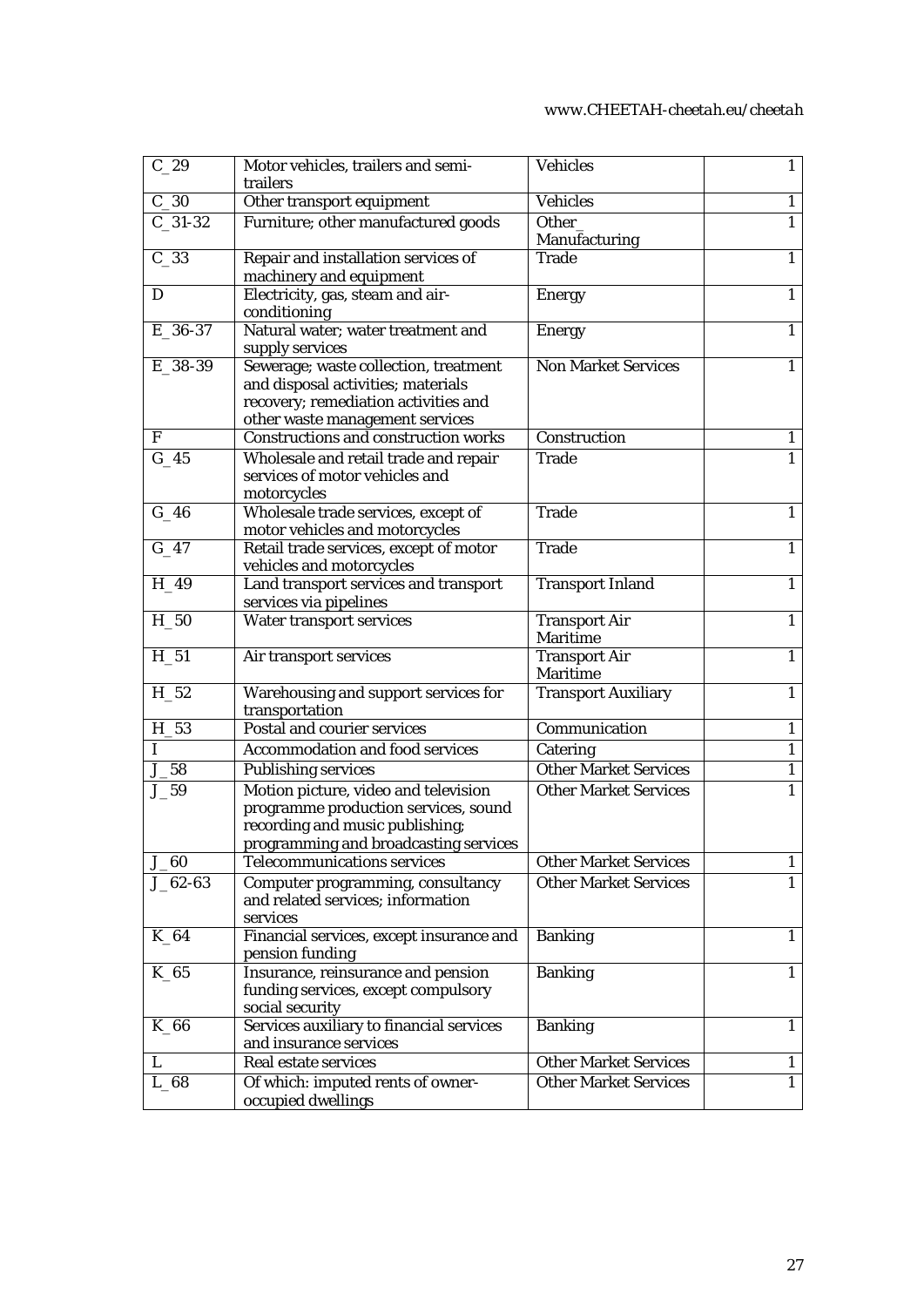| C_29 | Motor vehicles, trailers and semi-trailers | Vehicles | 1 |
|---|---|---|---|
| C_30 | Other transport equipment | Vehicles | 1 |
| C_31-32 | Furniture; other manufactured goods | Other_ Manufacturing | 1 |
| C_33 | Repair and installation services of machinery and equipment | Trade | 1 |
| D | Electricity, gas, steam and air-conditioning | Energy | 1 |
| E_36-37 | Natural water; water treatment and supply services | Energy | 1 |
| E_38-39 | Sewerage; waste collection, treatment and disposal activities; materials recovery; remediation activities and other waste management services | Non Market Services | 1 |
| F | Constructions and construction works | Construction | 1 |
| G_45 | Wholesale and retail trade and repair services of motor vehicles and motorcycles | Trade | 1 |
| G_46 | Wholesale trade services, except of motor vehicles and motorcycles | Trade | 1 |
| G_47 | Retail trade services, except of motor vehicles and motorcycles | Trade | 1 |
| H_49 | Land transport services and transport services via pipelines | Transport Inland | 1 |
| H_50 | Water transport services | Transport Air Maritime | 1 |
| H_51 | Air transport services | Transport Air Maritime | 1 |
| H_52 | Warehousing and support services for transportation | Transport Auxiliary | 1 |
| H_53 | Postal and courier services | Communication | 1 |
| I | Accommodation and food services | Catering | 1 |
| J_58 | Publishing services | Other Market Services | 1 |
| J_59 | Motion picture, video and television programme production services, sound recording and music publishing; programming and broadcasting services | Other Market Services | 1 |
| J_60 | Telecommunications services | Other Market Services | 1 |
| J_62-63 | Computer programming, consultancy and related services; information services | Other Market Services | 1 |
| K_64 | Financial services, except insurance and pension funding | Banking | 1 |
| K_65 | Insurance, reinsurance and pension funding services, except compulsory social security | Banking | 1 |
| K_66 | Services auxiliary to financial services and insurance services | Banking | 1 |
| L | Real estate services | Other Market Services | 1 |
| L_68 | Of which: imputed rents of owner-occupied dwellings | Other Market Services | 1 |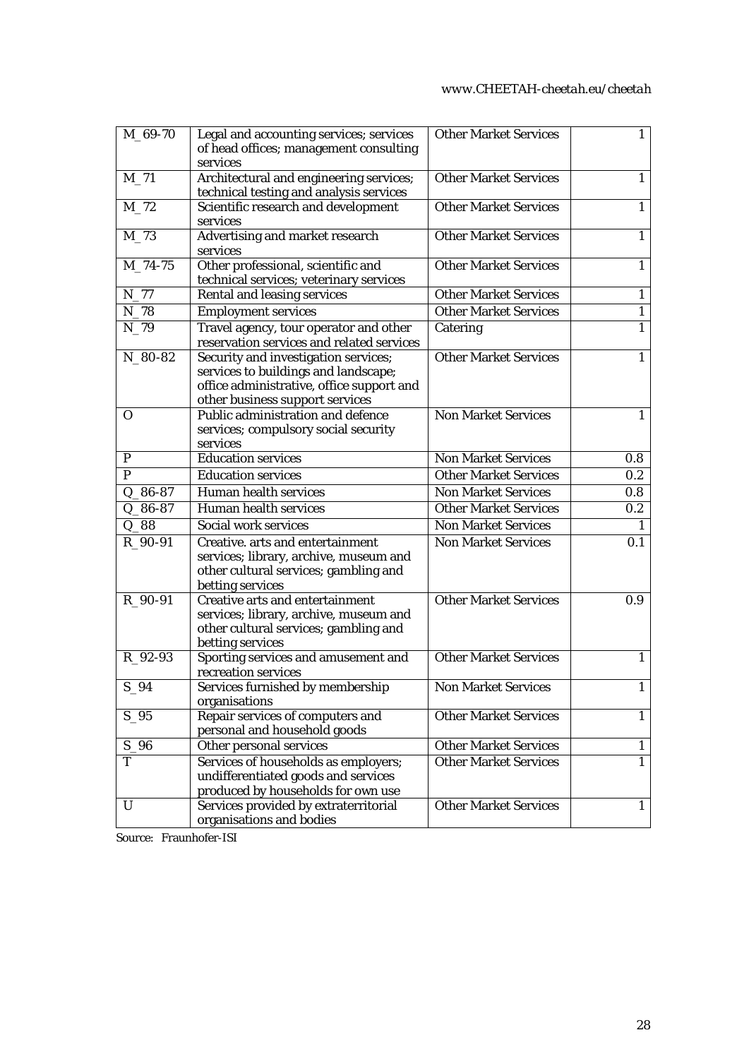| | | | |
|---|---|---|---|
| M_69-70 | Legal and accounting services; services of head offices; management consulting services | Other Market Services | 1 |
| M_71 | Architectural and engineering services; technical testing and analysis services | Other Market Services | 1 |
| M_72 | Scientific research and development services | Other Market Services | 1 |
| M_73 | Advertising and market research services | Other Market Services | 1 |
| M_74-75 | Other professional, scientific and technical services; veterinary services | Other Market Services | 1 |
| N_77 | Rental and leasing services | Other Market Services | 1 |
| N_78 | Employment services | Other Market Services | 1 |
| N_79 | Travel agency, tour operator and other reservation services and related services | Catering | 1 |
| N_80-82 | Security and investigation services; services to buildings and landscape; office administrative, office support and other business support services | Other Market Services | 1 |
| O | Public administration and defence services; compulsory social security services | Non Market Services | 1 |
| P | Education services | Non Market Services | 0.8 |
| P | Education services | Other Market Services | 0.2 |
| Q_86-87 | Human health services | Non Market Services | 0.8 |
| Q_86-87 | Human health services | Other Market Services | 0.2 |
| Q_88 | Social work services | Non Market Services | 1 |
| R_90-91 | Creative. arts and entertainment services; library, archive, museum and other cultural services; gambling and betting services | Non Market Services | 0.1 |
| R_90-91 | Creative arts and entertainment services; library, archive, museum and other cultural services; gambling and betting services | Other Market Services | 0.9 |
| R_92-93 | Sporting services and amusement and recreation services | Other Market Services | 1 |
| S_94 | Services furnished by membership organisations | Non Market Services | 1 |
| S_95 | Repair services of computers and personal and household goods | Other Market Services | 1 |
| S_96 | Other personal services | Other Market Services | 1 |
| T | Services of households as employers; undifferentiated goods and services produced by households for own use | Other Market Services | 1 |
| U | Services provided by extraterritorial organisations and bodies | Other Market Services | 1 |

Source: Fraunhofer-ISI